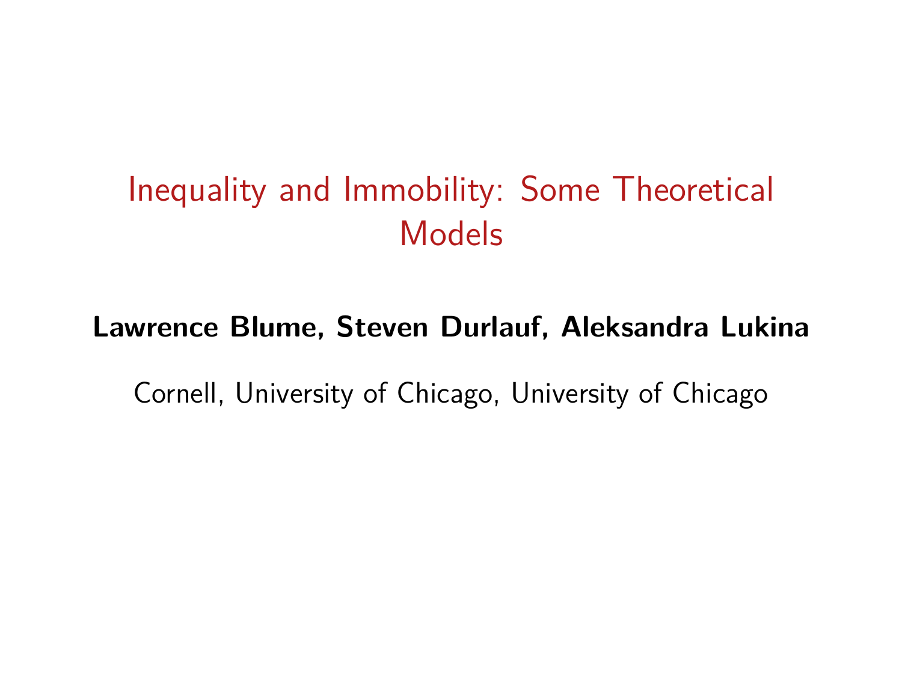# Inequality and Immobility: Some Theoretical Models

**Lawrence Blume, Steven Durlauf, Aleksandra Lukina**

Cornell, University of Chicago, University of Chicago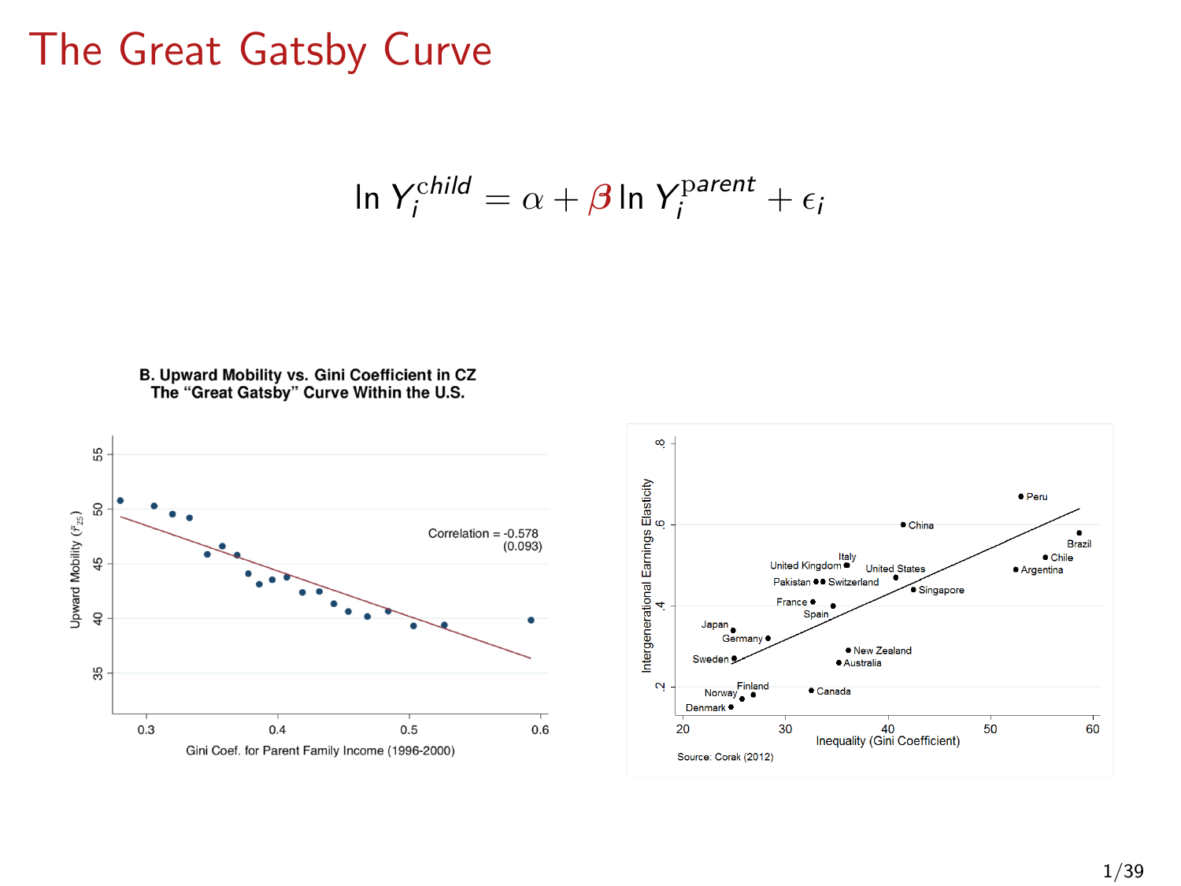# The Great Gatsby Curve

$$\ln Y_i^{child} = \alpha + \beta \ln Y_i^{\text{parent}} + \epsilon_i$$

**B. Upward Mobility vs. Gini Coefficient in CZ**
**The "Great Gatsby" Curve Within the U.S.**

Correlation = -0.578 (0.093)

Upward Mobility ($\bar{r}_{25}$)

Gini Coef. for Parent Family Income (1996-2000)

Intergenerational Earnings Elasticity

Inequality (Gini Coefficient)

Source: Corak (2012)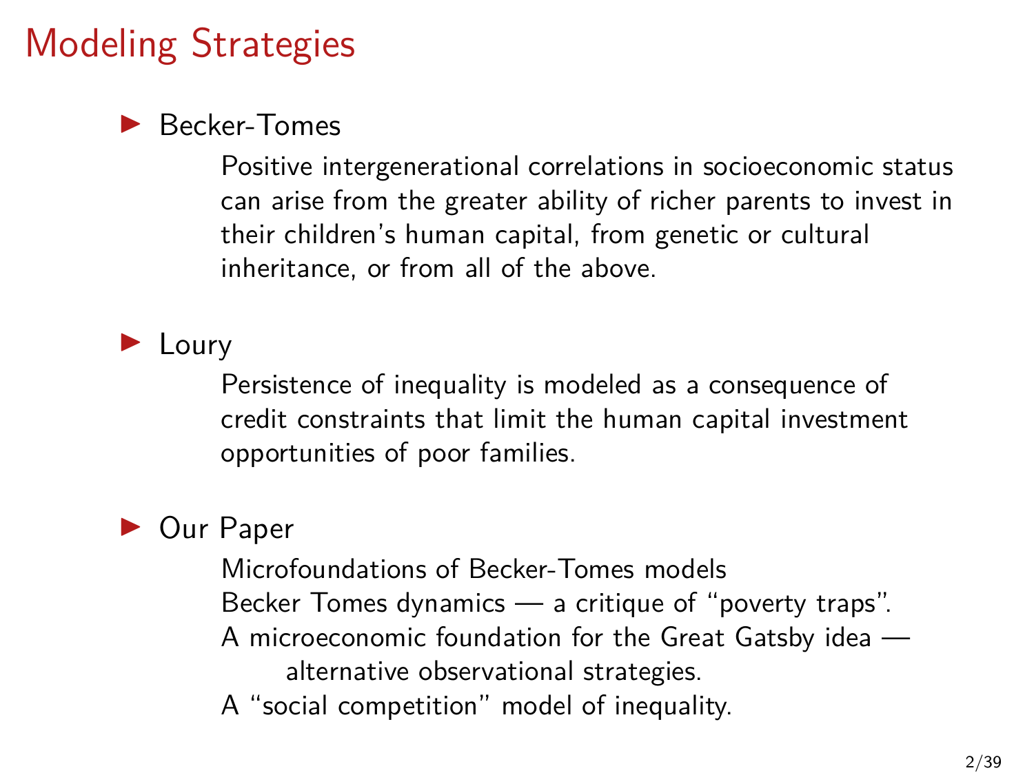# Modeling Strategies

- Becker-Tomes

  Positive intergenerational correlations in socioeconomic status can arise from the greater ability of richer parents to invest in their children's human capital, from genetic or cultural inheritance, or from all of the above.

- Loury

  Persistence of inequality is modeled as a consequence of credit constraints that limit the human capital investment opportunities of poor families.

- Our Paper

  Microfoundations of Becker-Tomes models

  Becker Tomes dynamics — a critique of "poverty traps".

  A microeconomic foundation for the Great Gatsby idea — alternative observational strategies.

  A "social competition" model of inequality.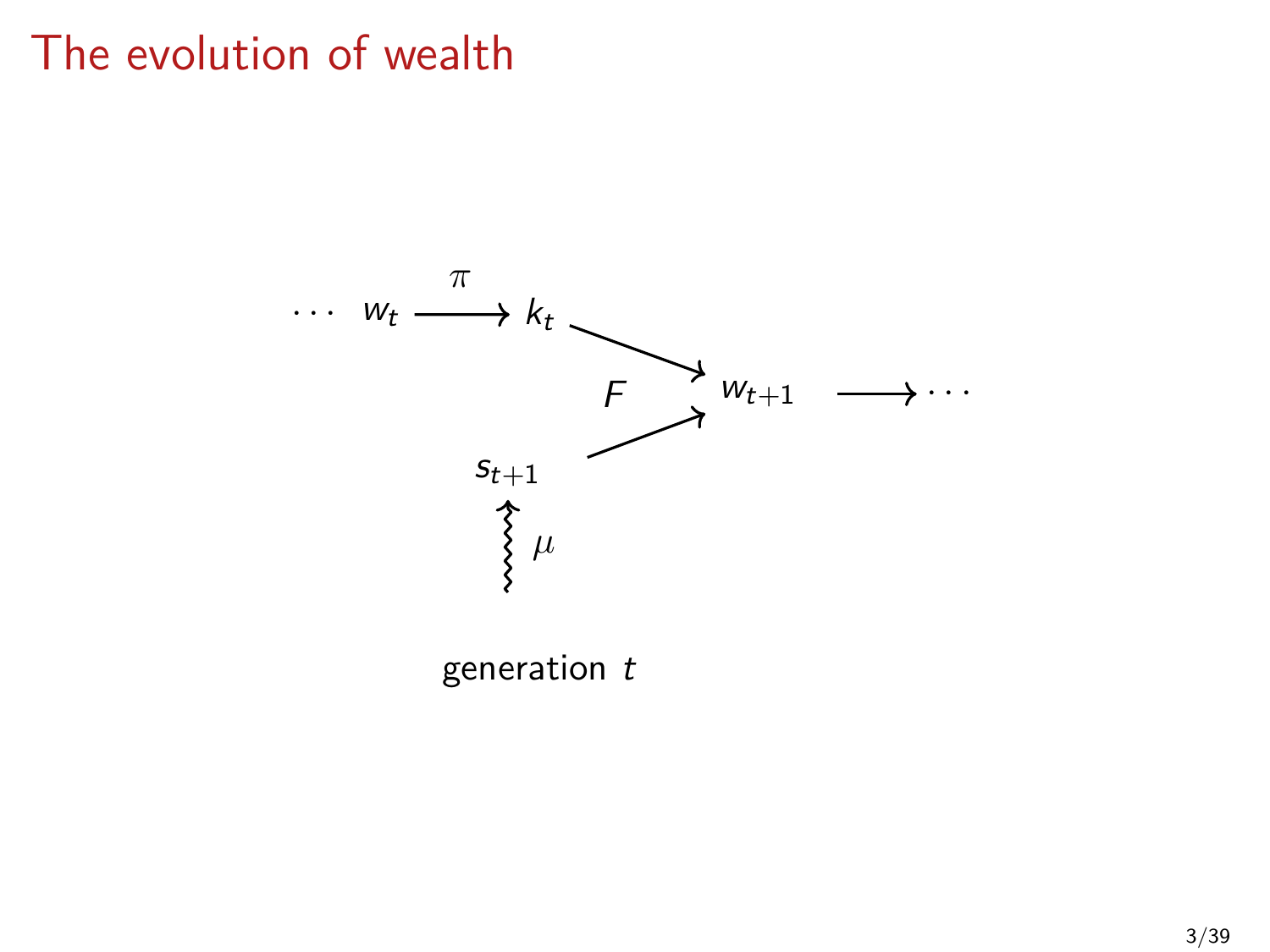# The evolution of wealth

$$\cdots \; w_t \xrightarrow{\pi} k_t \searrow \quad F \quad w_{t+1} \longrightarrow \cdots$$

$$s_{t+1} \nearrow \qquad \mu$$

generation $t$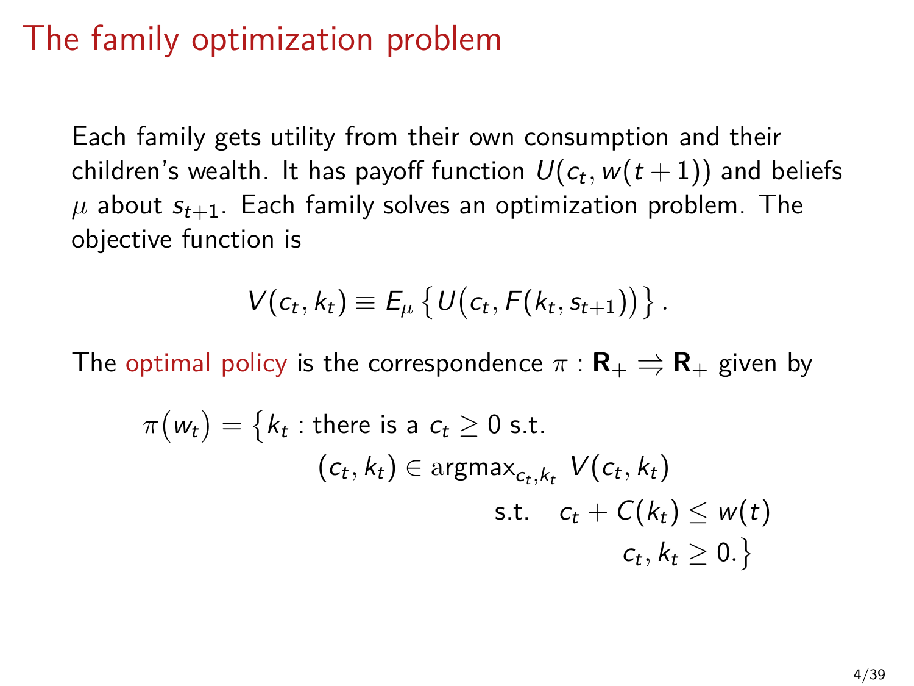# The family optimization problem

Each family gets utility from their own consumption and their children's wealth. It has payoff function $U(c_t, w(t+1))$ and beliefs $\mu$ about $s_{t+1}$. Each family solves an optimization problem. The objective function is

$$V(c_t, k_t) \equiv E_\mu \left\{ U\big(c_t, F(k_t, s_{t+1})\big) \right\}.$$

The optimal policy is the correspondence $\pi : \mathbf{R}_+ \rightrightarrows \mathbf{R}_+$ given by

$$\begin{aligned}
\pi\big(w_t\big) = \big\{ k_t : \text{there is a } c_t \geq 0 \text{ s.t.} \\
(c_t, k_t) \in \operatorname{argmax}_{c_t, k_t} \ V(c_t, k_t) \\
\text{s.t.} \quad c_t + C(k_t) \leq w(t) \\
c_t, k_t \geq 0. \big\}
\end{aligned}$$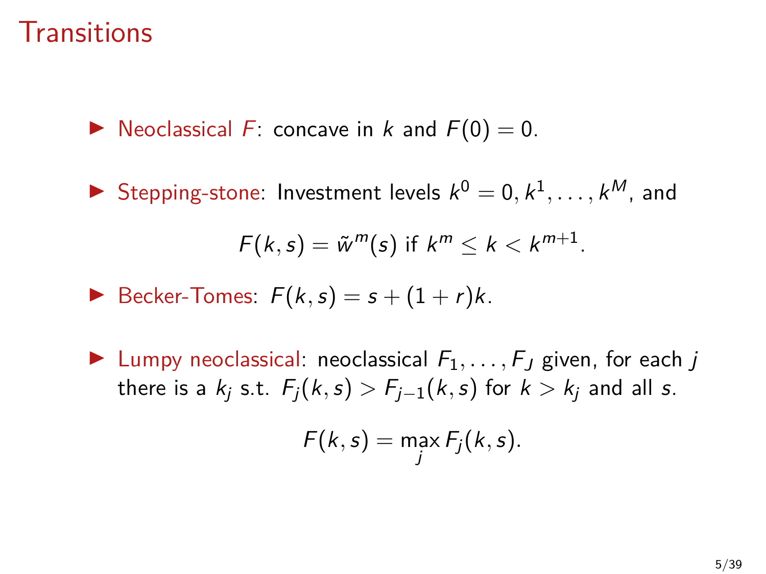# Transitions

- Neoclassical $F$: concave in $k$ and $F(0) = 0$.

- Stepping-stone: Investment levels $k^0 = 0, k^1, \ldots, k^M$, and

$$F(k, s) = \tilde{w}^m(s) \text{ if } k^m \leq k < k^{m+1}.$$

- Becker-Tomes: $F(k, s) = s + (1 + r)k$.

- Lumpy neoclassical: neoclassical $F_1, \ldots, F_J$ given, for each $j$ there is a $k_j$ s.t. $F_j(k, s) > F_{j-1}(k, s)$ for $k > k_j$ and all $s$.

$$F(k, s) = \max_j F_j(k, s).$$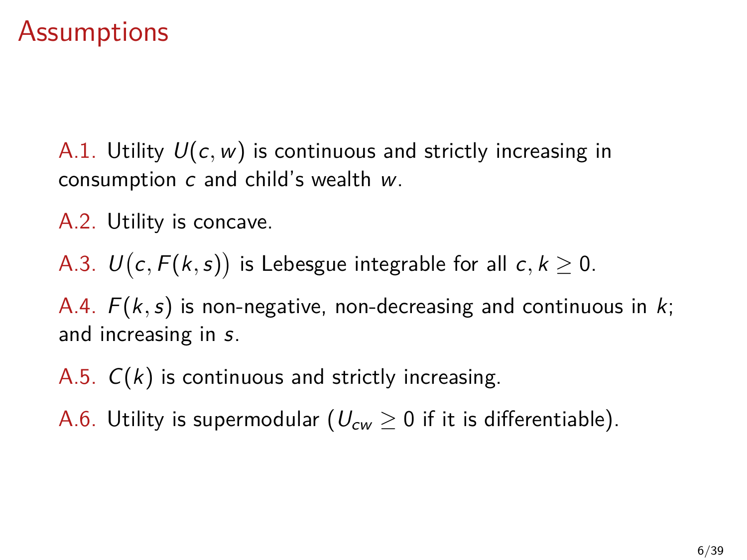# Assumptions

A.1. Utility $U(c, w)$ is continuous and strictly increasing in consumption $c$ and child's wealth $w$.

A.2. Utility is concave.

A.3. $U\big(c, F(k, s)\big)$ is Lebesgue integrable for all $c, k \geq 0$.

A.4. $F(k, s)$ is non-negative, non-decreasing and continuous in $k$; and increasing in $s$.

A.5. $C(k)$ is continuous and strictly increasing.

A.6. Utility is supermodular ($U_{cw} \geq 0$ if it is differentiable).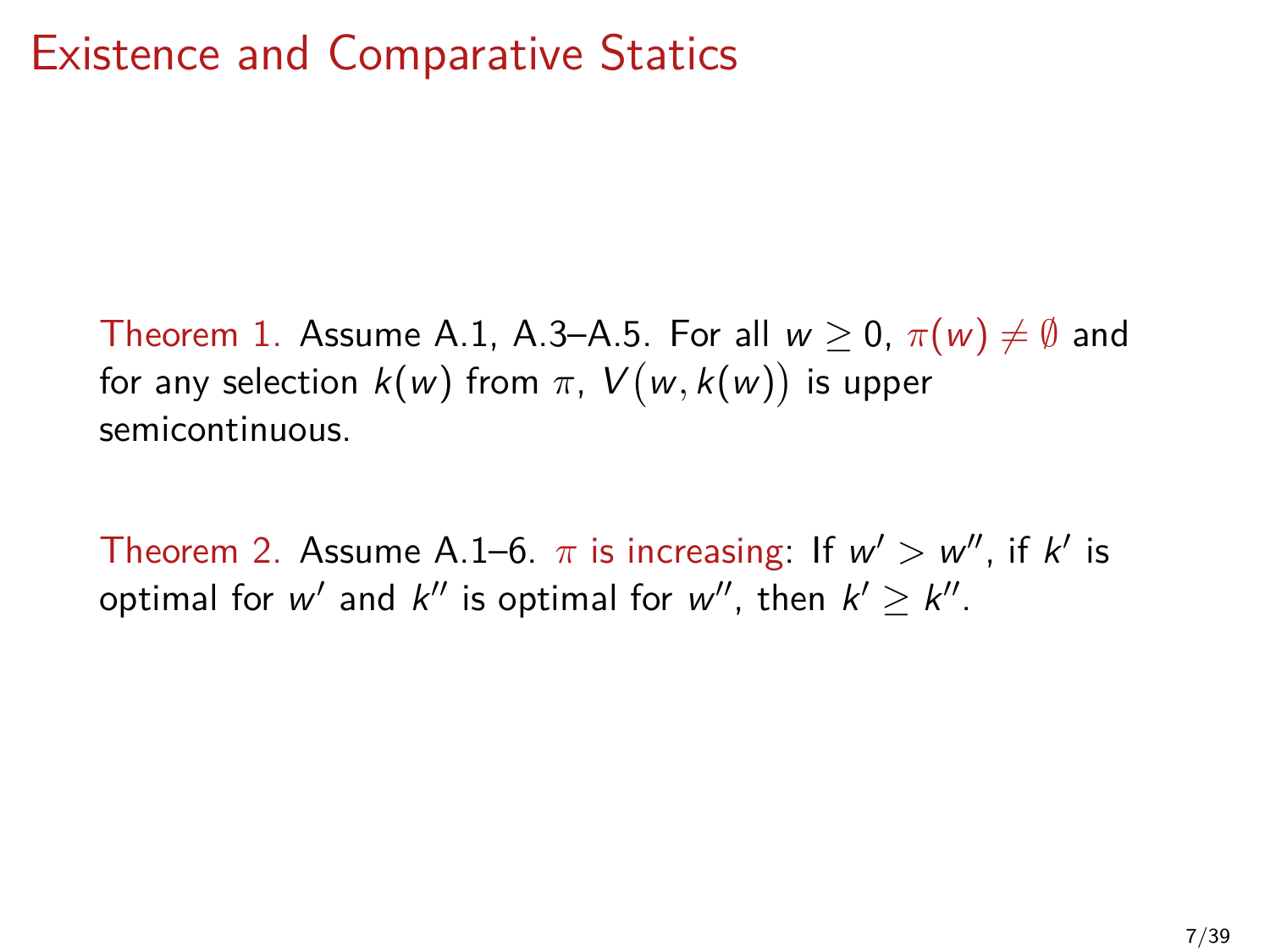# Existence and Comparative Statics

Theorem 1. Assume A.1, A.3–A.5. For all $w \geq 0$, $\pi(w) \neq \emptyset$ and for any selection $k(w)$ from $\pi$, $V\big(w, k(w)\big)$ is upper semicontinuous.

Theorem 2. Assume A.1–6. $\pi$ is increasing: If $w' > w''$, if $k'$ is optimal for $w'$ and $k''$ is optimal for $w''$, then $k' \geq k''$.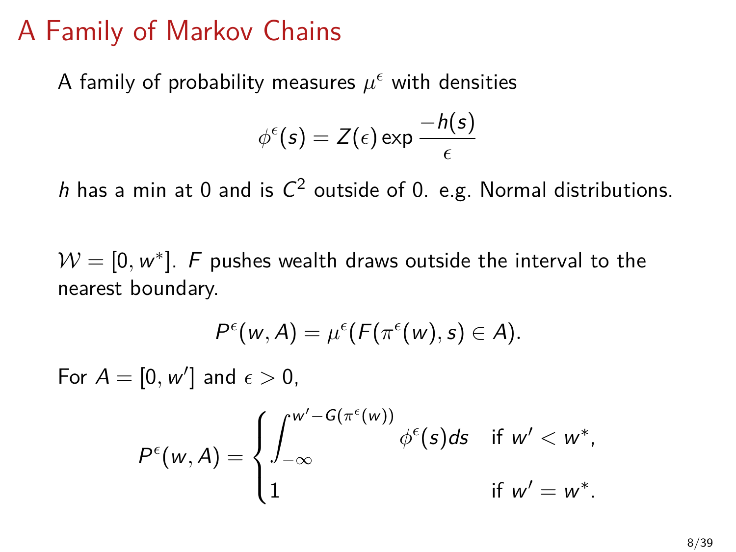# A Family of Markov Chains

A family of probability measures $\mu^\epsilon$ with densities

$$\phi^\epsilon(s) = Z(\epsilon) \exp \frac{-h(s)}{\epsilon}$$

$h$ has a min at 0 and is $C^2$ outside of 0. e.g. Normal distributions.

$\mathcal{W} = [0, w^*]$. $F$ pushes wealth draws outside the interval to the nearest boundary.

$$P^\epsilon(w, A) = \mu^\epsilon(F(\pi^\epsilon(w), s) \in A).$$

For $A = [0, w']$ and $\epsilon > 0$,

$$P^\epsilon(w, A) = \begin{cases} \int_{-\infty}^{w' - G(\pi^\epsilon(w))} \phi^\epsilon(s) ds & \text{if } w' < w^*, \\ 1 & \text{if } w' = w^*. \end{cases}$$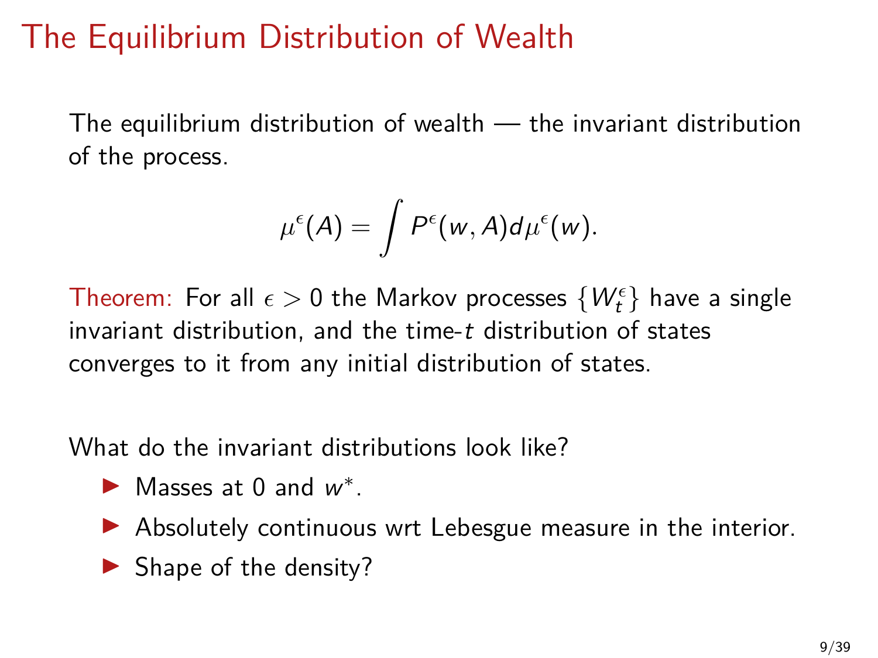# The Equilibrium Distribution of Wealth

The equilibrium distribution of wealth — the invariant distribution of the process.

$$\mu^{\epsilon}(A) = \int P^{\epsilon}(w, A) d\mu^{\epsilon}(w).$$

Theorem: For all $\epsilon > 0$ the Markov processes $\{W_t^{\epsilon}\}$ have a single invariant distribution, and the time-$t$ distribution of states converges to it from any initial distribution of states.

What do the invariant distributions look like?

- Masses at 0 and $w^*$.
- Absolutely continuous wrt Lebesgue measure in the interior.
- Shape of the density?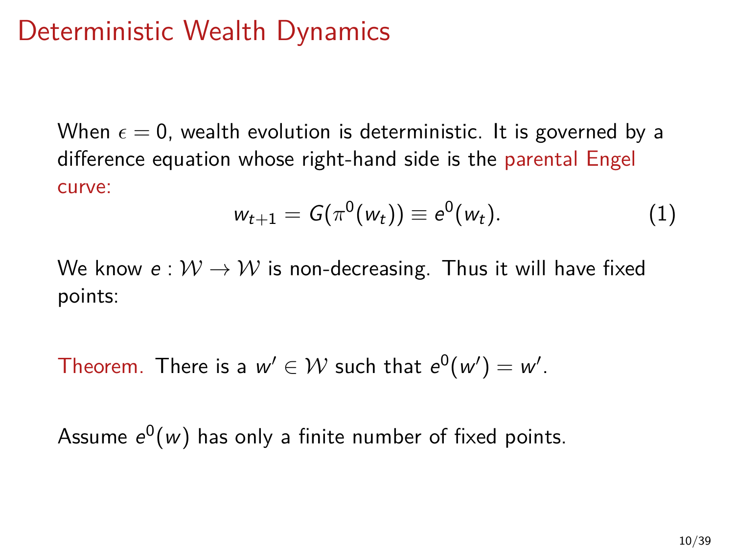# Deterministic Wealth Dynamics

When $\epsilon = 0$, wealth evolution is deterministic. It is governed by a difference equation whose right-hand side is the parental Engel curve:

$$w_{t+1} = G(\pi^0(w_t)) \equiv e^0(w_t). \tag{1}$$

We know $e : \mathcal{W} \to \mathcal{W}$ is non-decreasing. Thus it will have fixed points:

Theorem. There is a $w' \in \mathcal{W}$ such that $e^0(w') = w'$.

Assume $e^0(w)$ has only a finite number of fixed points.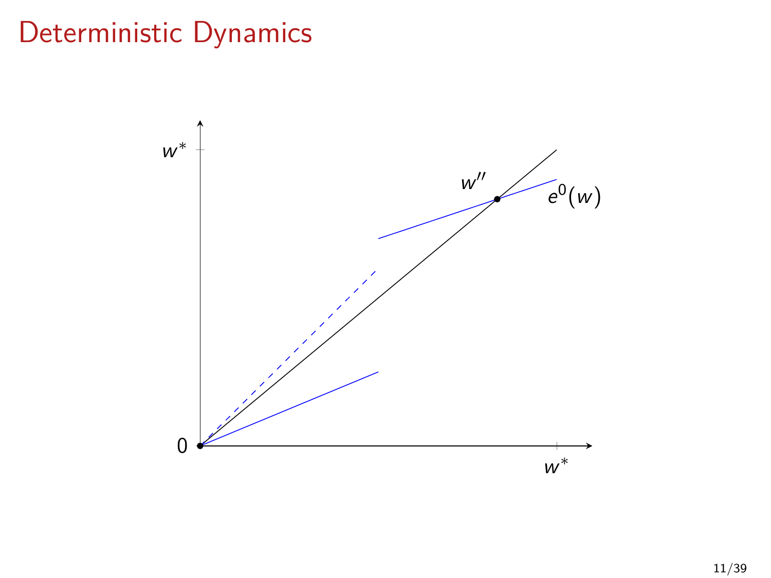# Deterministic Dynamics

$w^*$

$w''$

$e^0(w)$

$0$

$w^*$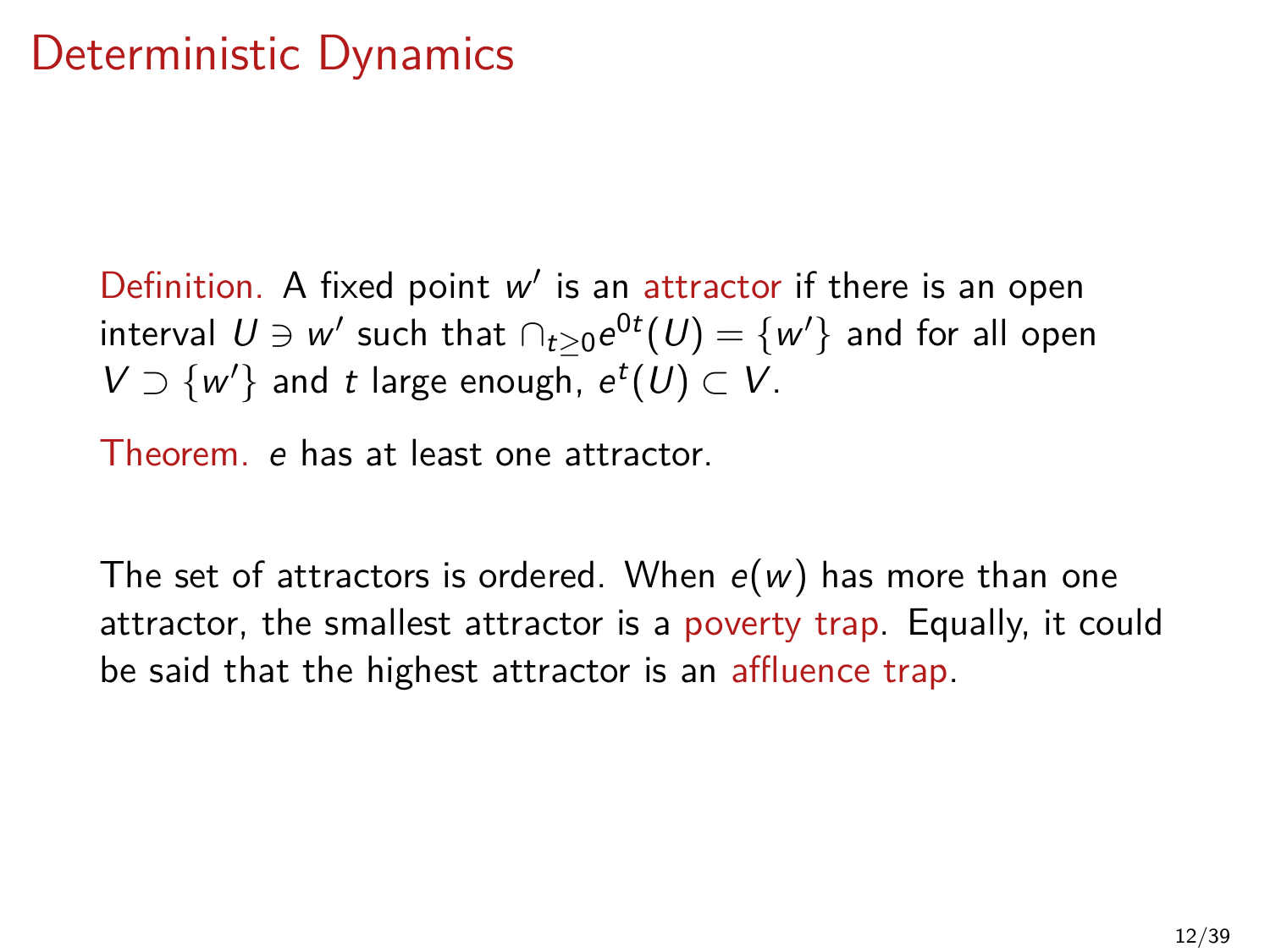# Deterministic Dynamics

Definition. A fixed point $w'$ is an attractor if there is an open interval $U \ni w'$ such that $\cap_{t \geq 0} e^{0t}(U) = \{w'\}$ and for all open $V \supset \{w'\}$ and $t$ large enough, $e^t(U) \subset V$.

Theorem. $e$ has at least one attractor.

The set of attractors is ordered. When $e(w)$ has more than one attractor, the smallest attractor is a poverty trap. Equally, it could be said that the highest attractor is an affluence trap.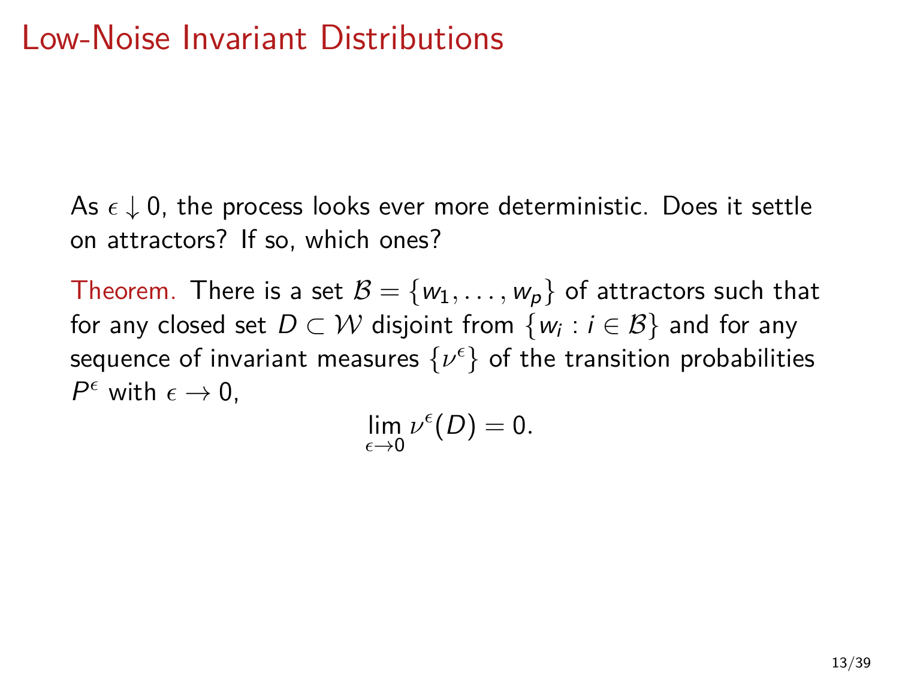# Low-Noise Invariant Distributions

As $\epsilon \downarrow 0$, the process looks ever more deterministic. Does it settle on attractors? If so, which ones?

Theorem. There is a set $\mathcal{B} = \{w_1, \ldots, w_p\}$ of attractors such that for any closed set $D \subset \mathcal{W}$ disjoint from $\{w_i : i \in \mathcal{B}\}$ and for any sequence of invariant measures $\{\nu^\epsilon\}$ of the transition probabilities $P^\epsilon$ with $\epsilon \to 0$,

$$\lim_{\epsilon \to 0} \nu^\epsilon(D) = 0.$$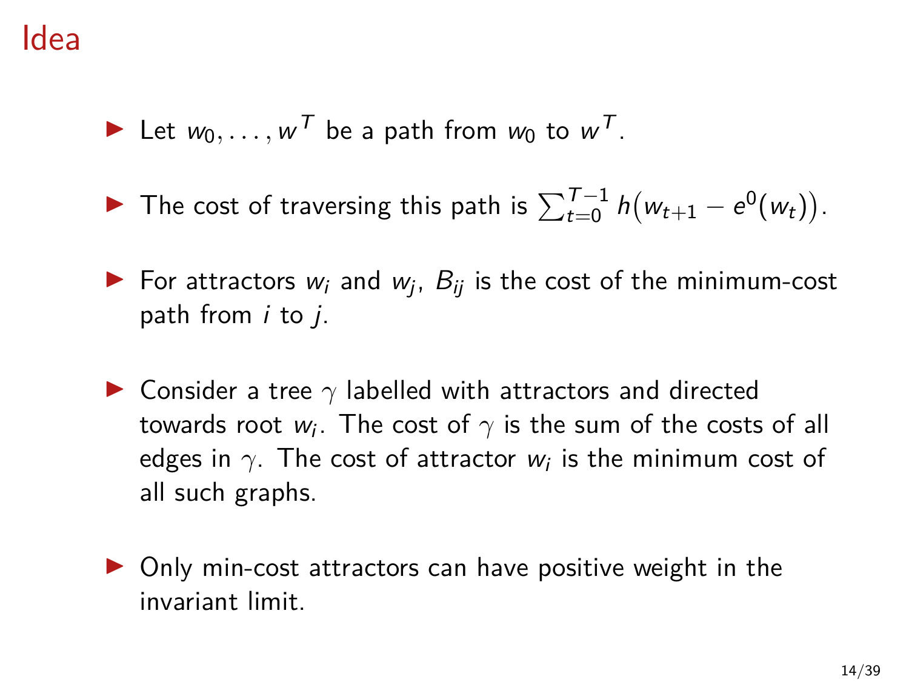# Idea

- Let $w_0, \dots, w^T$ be a path from $w_0$ to $w^T$.
- The cost of traversing this path is $\sum_{t=0}^{T-1} h\big(w_{t+1} - e^0(w_t)\big)$.
- For attractors $w_i$ and $w_j$, $B_{ij}$ is the cost of the minimum-cost path from $i$ to $j$.
- Consider a tree $\gamma$ labelled with attractors and directed towards root $w_i$. The cost of $\gamma$ is the sum of the costs of all edges in $\gamma$. The cost of attractor $w_i$ is the minimum cost of all such graphs.
- Only min-cost attractors can have positive weight in the invariant limit.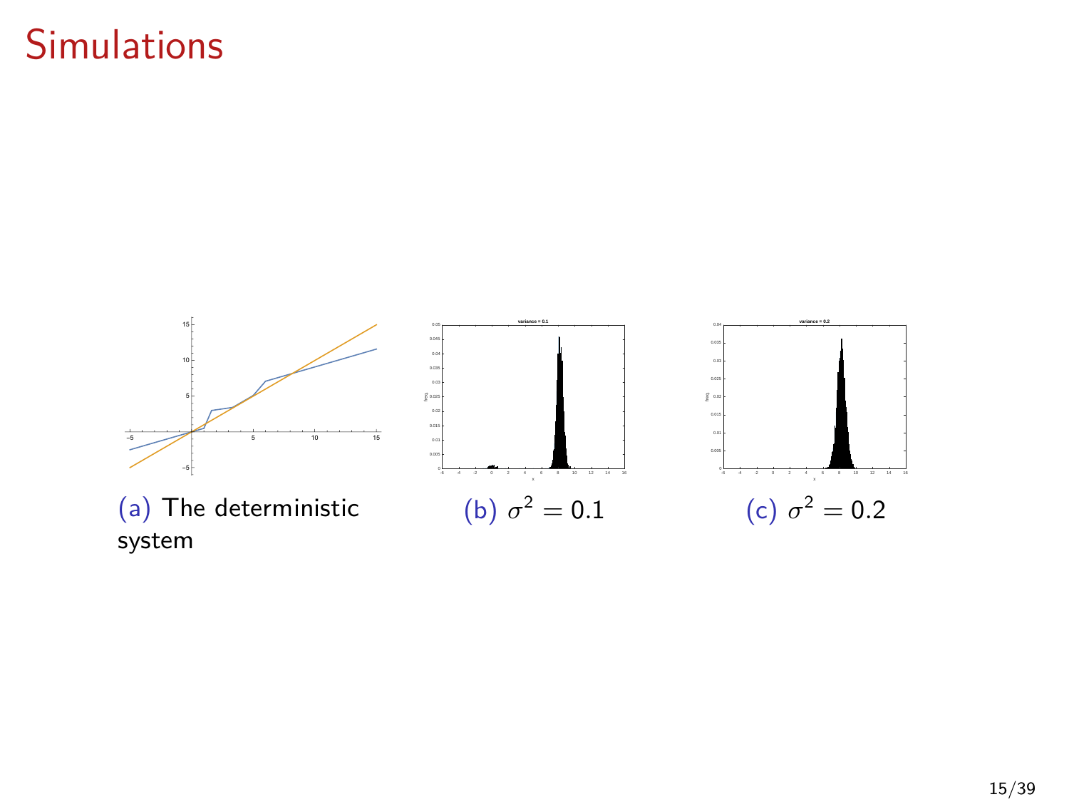# Simulations

(a) The deterministic system

(b) $\sigma^2 = 0.1$

(c) $\sigma^2 = 0.2$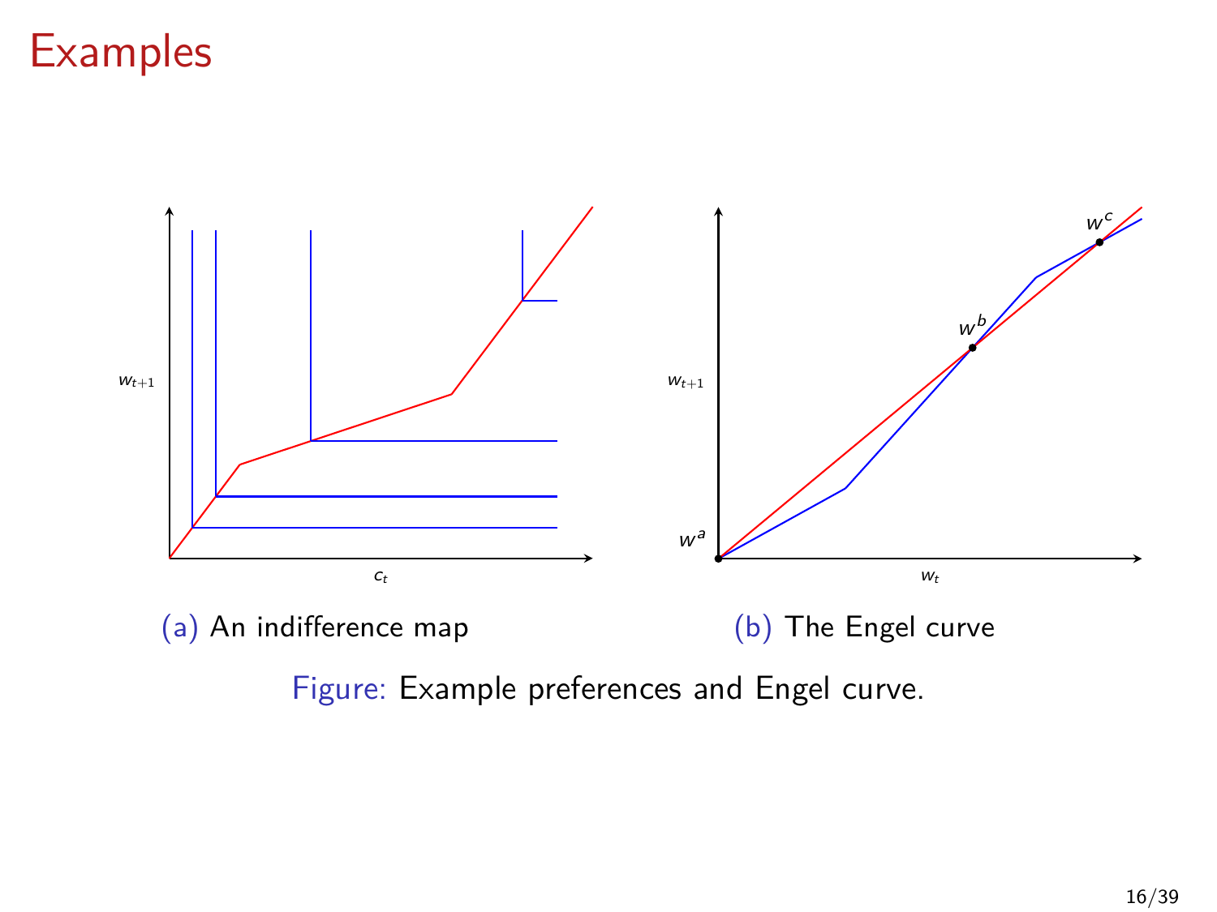# Examples

(a) An indifference map

(b) The Engel curve

Figure: Example preferences and Engel curve.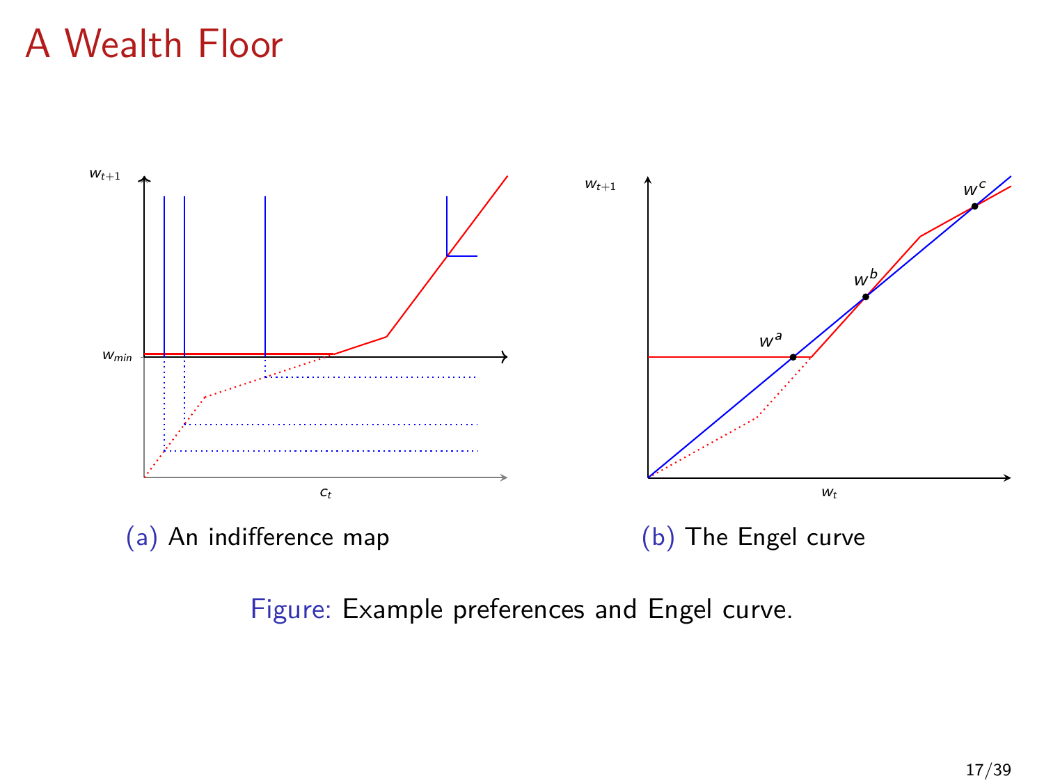# A Wealth Floor

(a) An indifference map

(b) The Engel curve

Figure: Example preferences and Engel curve.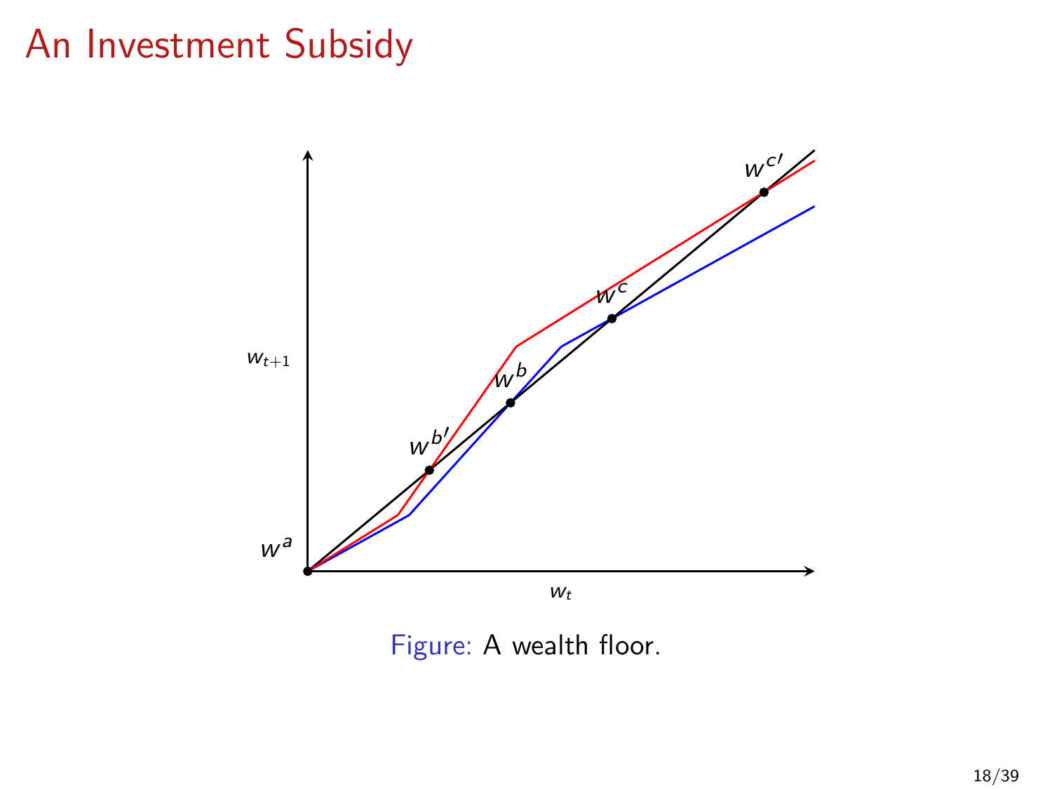# An Investment Subsidy

Figure: A wealth floor.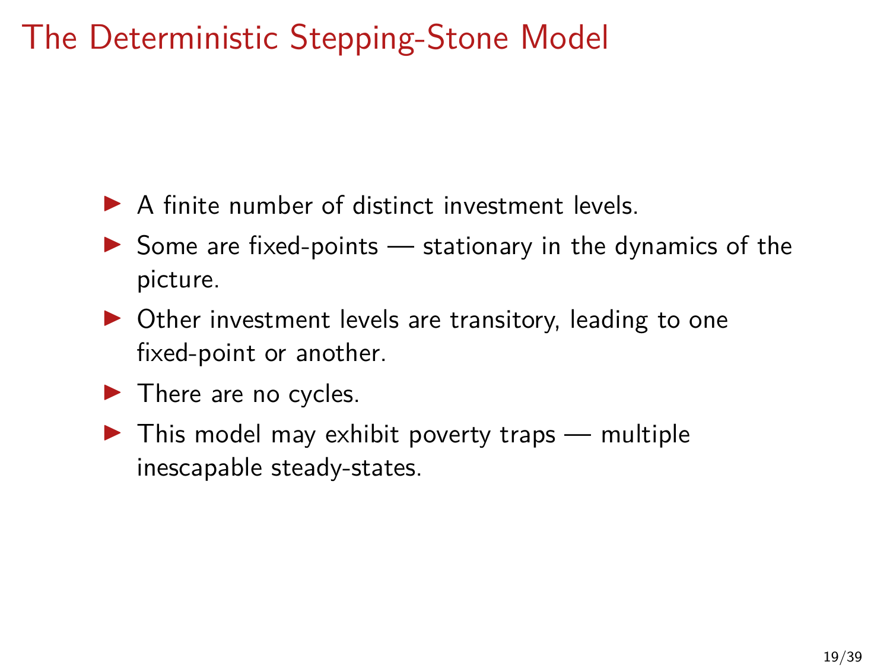# The Deterministic Stepping-Stone Model

- A finite number of distinct investment levels.
- Some are fixed-points — stationary in the dynamics of the picture.
- Other investment levels are transitory, leading to one fixed-point or another.
- There are no cycles.
- This model may exhibit poverty traps — multiple inescapable steady-states.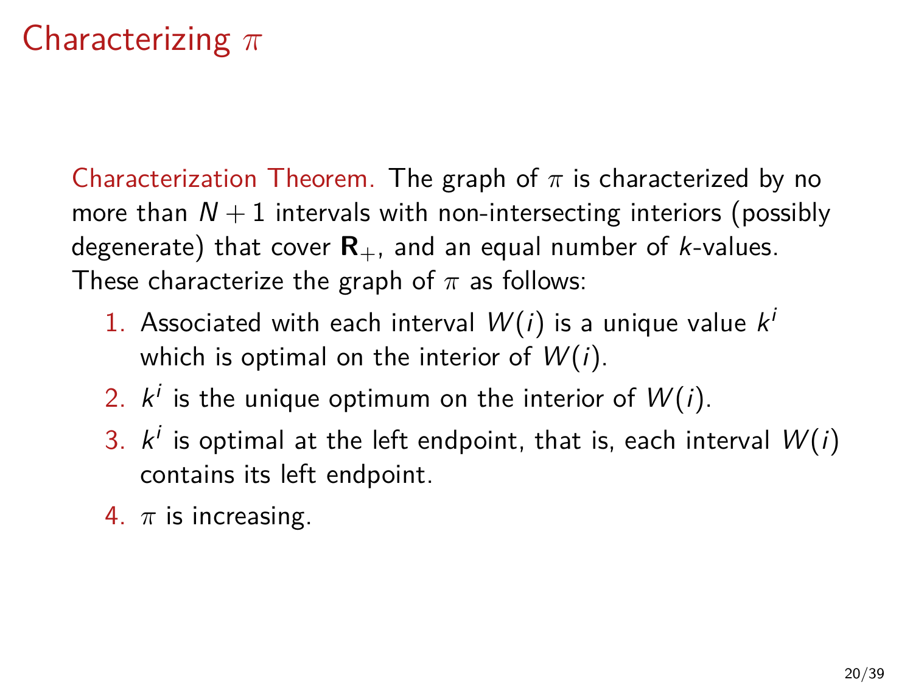# Characterizing $\pi$

Characterization Theorem. The graph of $\pi$ is characterized by no more than $N+1$ intervals with non-intersecting interiors (possibly degenerate) that cover $\mathbf{R}_+$, and an equal number of $k$-values. These characterize the graph of $\pi$ as follows:

1. Associated with each interval $W(i)$ is a unique value $k^i$ which is optimal on the interior of $W(i)$.
2. $k^i$ is the unique optimum on the interior of $W(i)$.
3. $k^i$ is optimal at the left endpoint, that is, each interval $W(i)$ contains its left endpoint.
4. $\pi$ is increasing.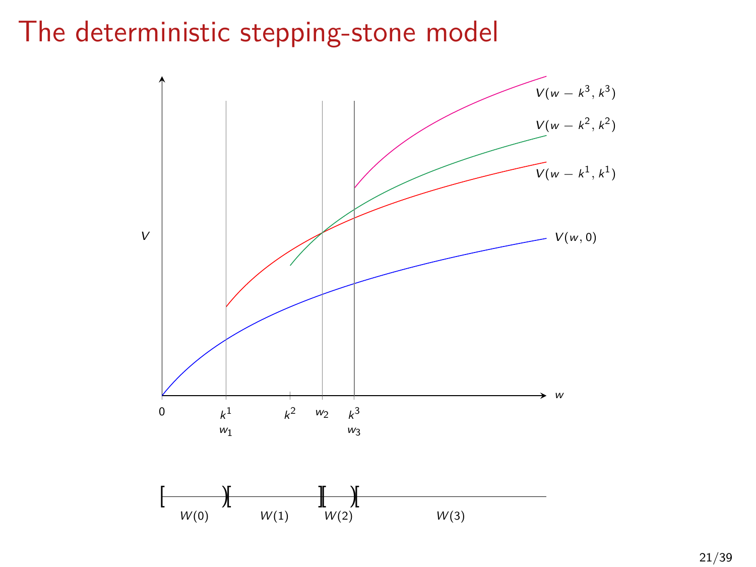# The deterministic stepping-stone model

$V$

$V(w - k^3, k^3)$

$V(w - k^2, k^2)$

$V(w - k^1, k^1)$

$V(w, 0)$

$w$

$0$ $\quad k^1$ $\quad k^2$ $\quad w_2$ $\quad k^3$

$w_1$ $\quad w_3$

$W(0)$ $\quad W(1)$ $\quad W(2)$ $\quad W(3)$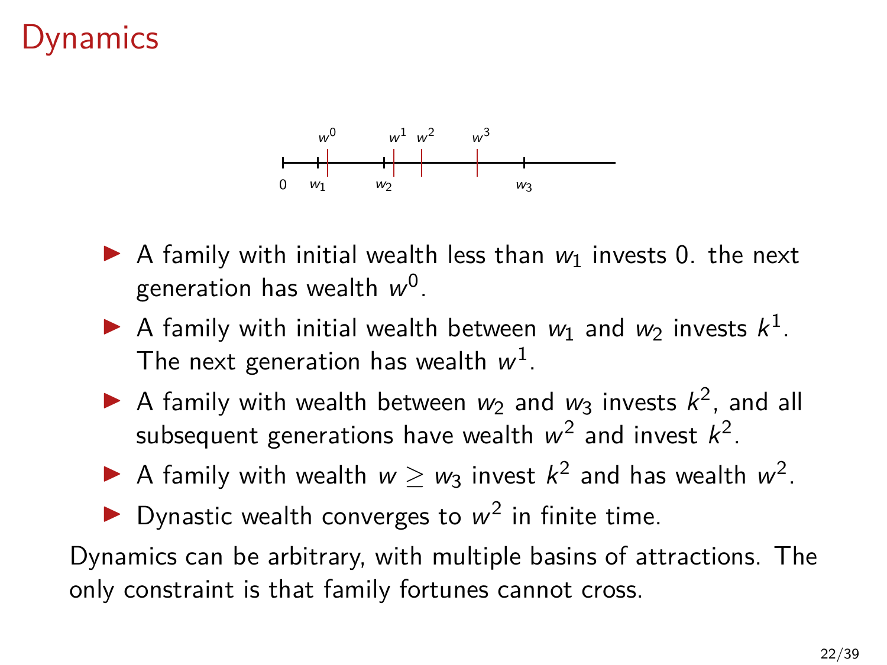# Dynamics

- A family with initial wealth less than $w_1$ invests 0. the next generation has wealth $w^0$.
- A family with initial wealth between $w_1$ and $w_2$ invests $k^1$. The next generation has wealth $w^1$.
- A family with wealth between $w_2$ and $w_3$ invests $k^2$, and all subsequent generations have wealth $w^2$ and invest $k^2$.
- A family with wealth $w \geq w_3$ invest $k^2$ and has wealth $w^2$.
- Dynastic wealth converges to $w^2$ in finite time.

Dynamics can be arbitrary, with multiple basins of attractions. The only constraint is that family fortunes cannot cross.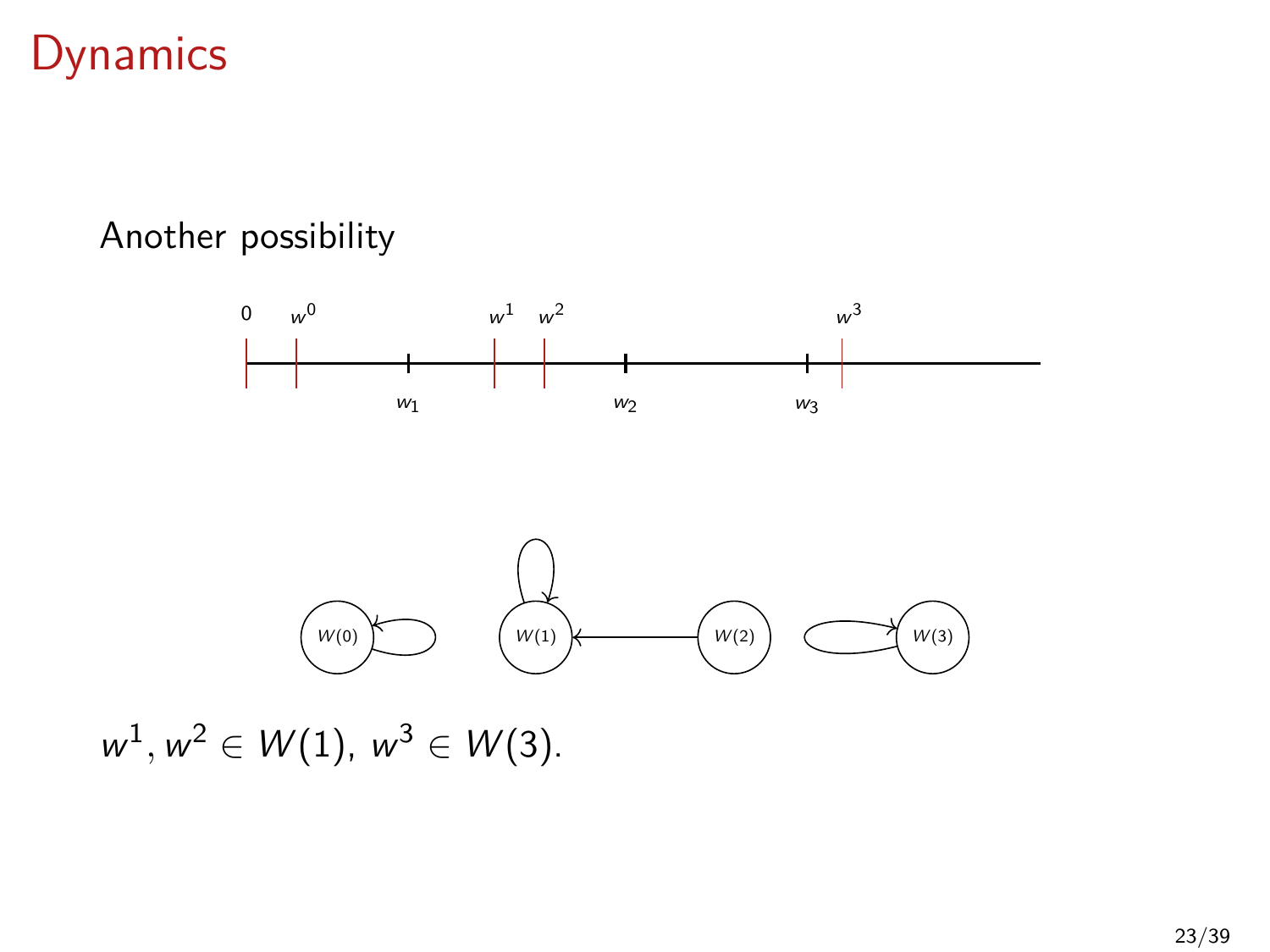# Dynamics

Another possibility

$w^1, w^2 \in W(1)$, $w^3 \in W(3)$.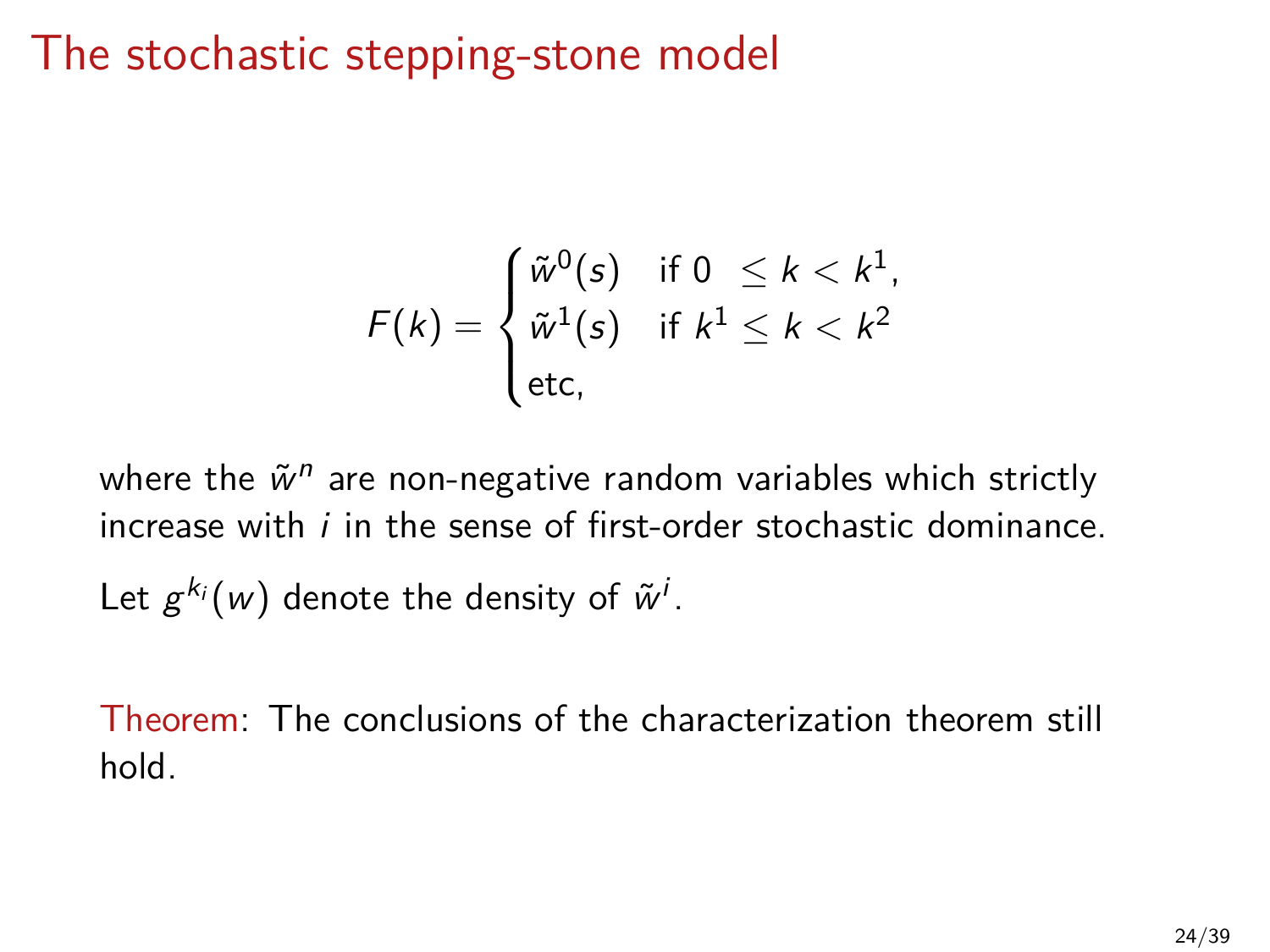# The stochastic stepping-stone model

$$F(k) = \begin{cases} \tilde{w}^0(s) & \text{if } 0 \ \leq k < k^1, \\ \tilde{w}^1(s) & \text{if } k^1 \leq k < k^2 \\ \text{etc,} \end{cases}$$

where the $\tilde{w}^n$ are non-negative random variables which strictly increase with $i$ in the sense of first-order stochastic dominance.

Let $g^{k_i}(w)$ denote the density of $\tilde{w}^i$.

Theorem: The conclusions of the characterization theorem still hold.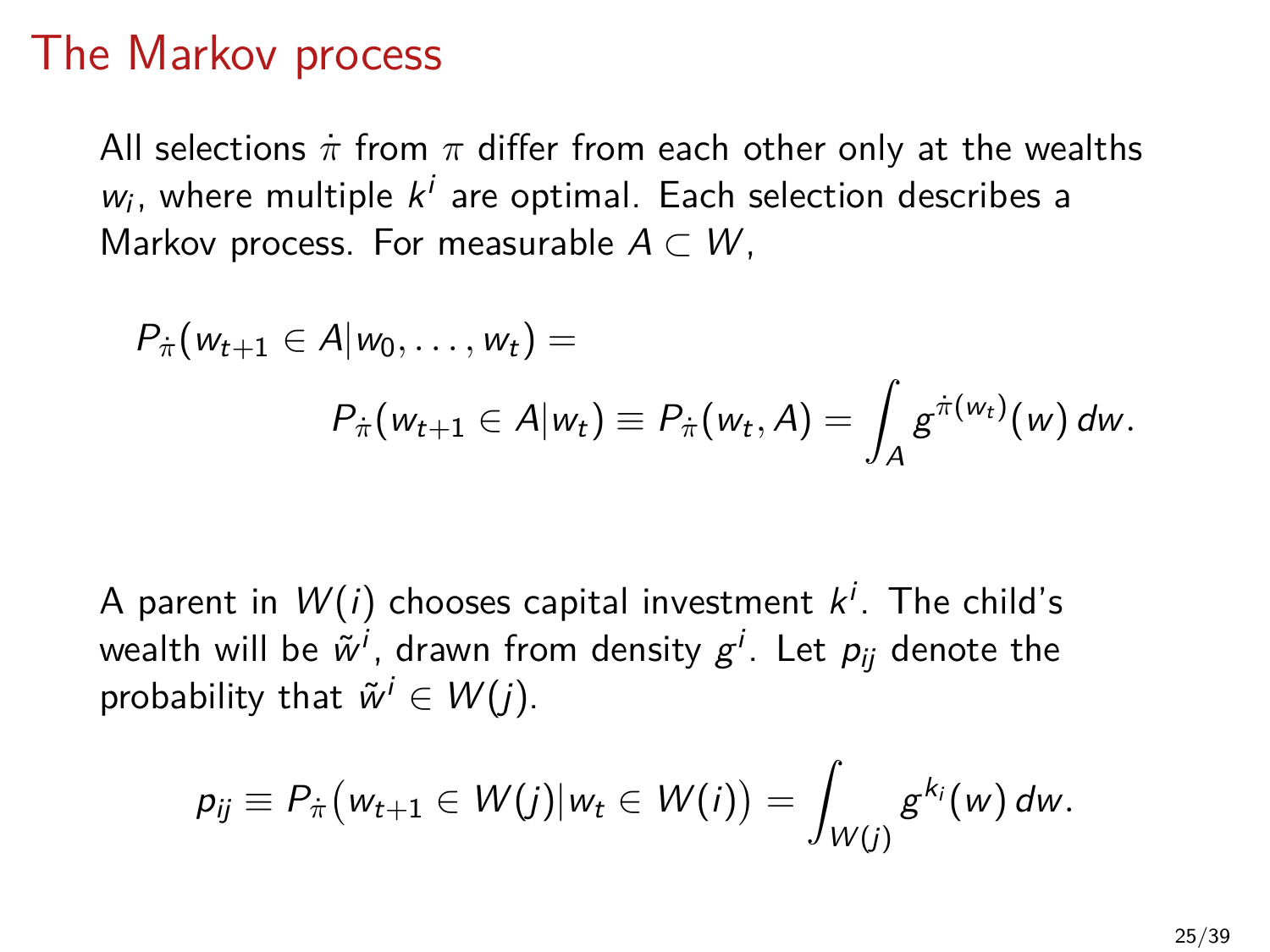# The Markov process

All selections $\dot{\pi}$ from $\pi$ differ from each other only at the wealths $w_i$, where multiple $k^i$ are optimal. Each selection describes a Markov process. For measurable $A \subset W$,

$$
\begin{aligned}
&P_{\dot{\pi}}(w_{t+1} \in A | w_0, \ldots, w_t) = \\
&\qquad\qquad P_{\dot{\pi}}(w_{t+1} \in A | w_t) \equiv P_{\dot{\pi}}(w_t, A) = \int_A g^{\dot{\pi}(w_t)}(w)\, dw.
\end{aligned}
$$

A parent in $W(i)$ chooses capital investment $k^i$. The child's wealth will be $\tilde{w}^i$, drawn from density $g^i$. Let $p_{ij}$ denote the probability that $\tilde{w}^i \in W(j)$.

$$
p_{ij} \equiv P_{\dot{\pi}}\big(w_{t+1} \in W(j) | w_t \in W(i)\big) = \int_{W(j)} g^{k_i}(w)\, dw.
$$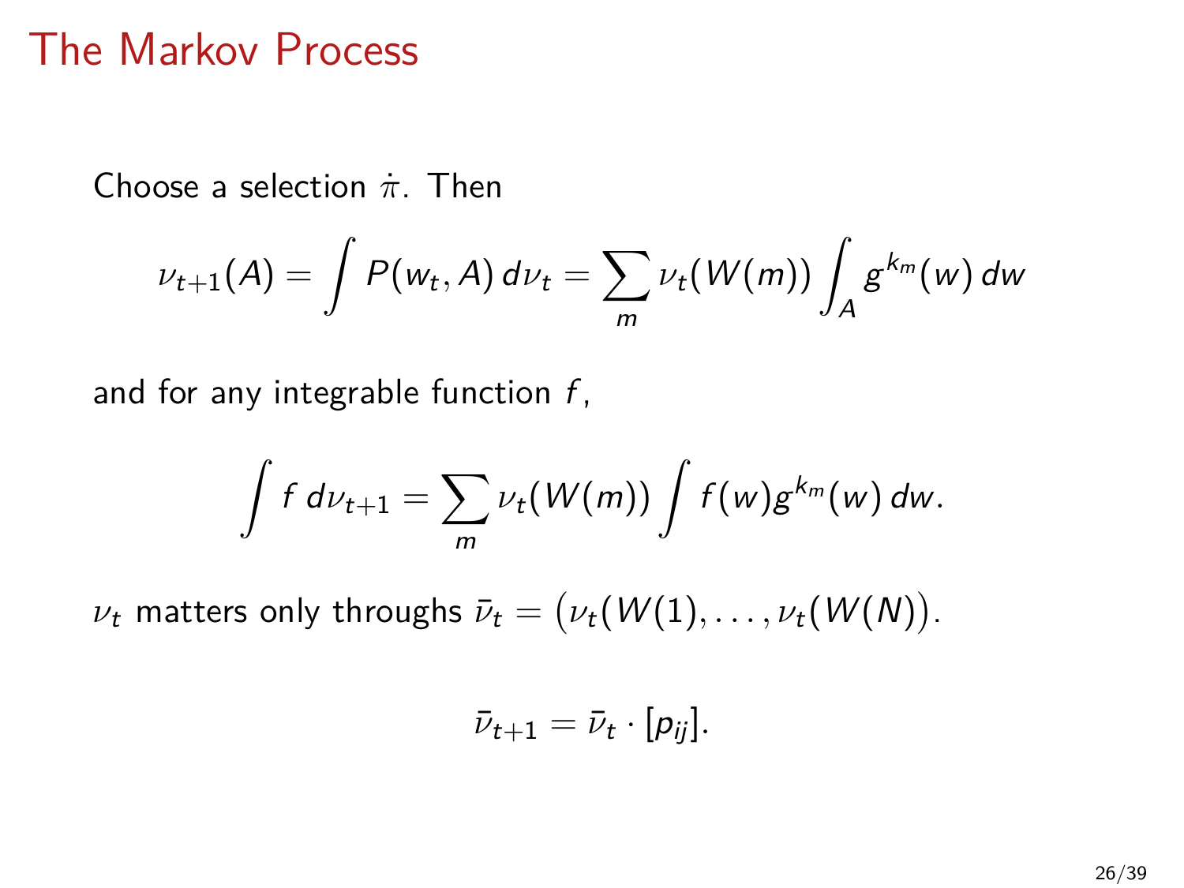# The Markov Process

Choose a selection $\dot{\pi}$. Then

$$\nu_{t+1}(A) = \int P(w_t, A)\, d\nu_t = \sum_m \nu_t(W(m)) \int_A g^{k_m}(w)\, dw$$

and for any integrable function $f$,

$$\int f\, d\nu_{t+1} = \sum_m \nu_t(W(m)) \int f(w) g^{k_m}(w)\, dw.$$

$\nu_t$ matters only throughs $\bar{\nu}_t = \big(\nu_t(W(1), \ldots, \nu_t(W(N)\big)$.

$$\bar{\nu}_{t+1} = \bar{\nu}_t \cdot [p_{ij}].$$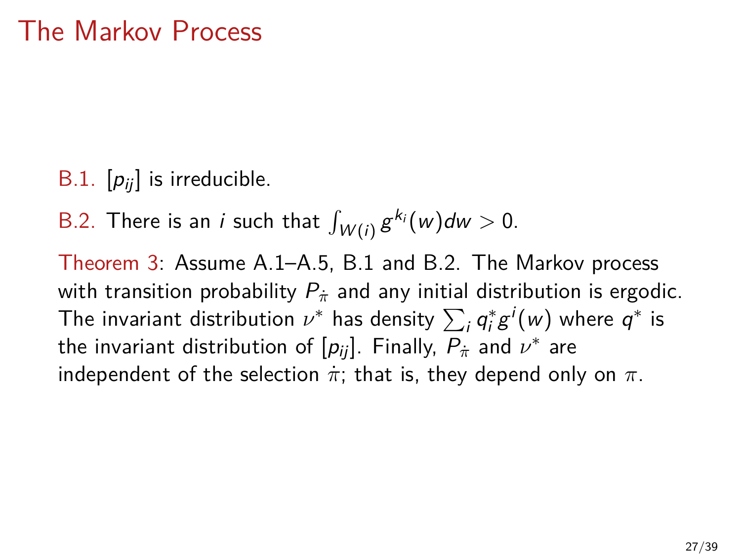# The Markov Process

B.1. $[p_{ij}]$ is irreducible.

B.2. There is an $i$ such that $\int_{W(i)} g^{k_i}(w)dw > 0$.

Theorem 3: Assume A.1–A.5, B.1 and B.2. The Markov process with transition probability $P_{\dot{\pi}}$ and any initial distribution is ergodic. The invariant distribution $\nu^*$ has density $\sum_i q_i^* g^i(w)$ where $q^*$ is the invariant distribution of $[p_{ij}]$. Finally, $P_{\dot{\pi}}$ and $\nu^*$ are independent of the selection $\dot{\pi}$; that is, they depend only on $\pi$.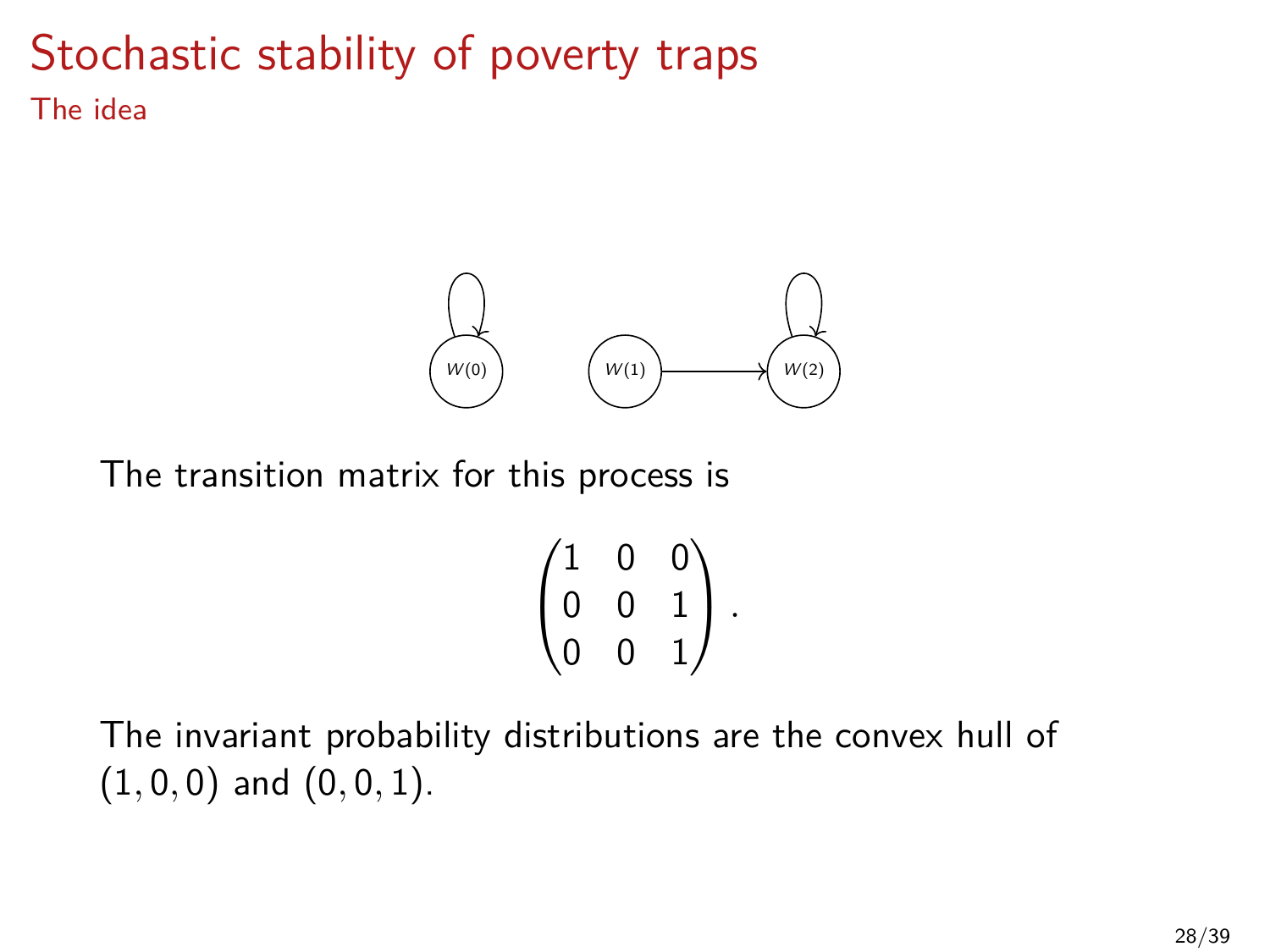# Stochastic stability of poverty traps

## The idea

The transition matrix for this process is

$$\begin{pmatrix} 1 & 0 & 0 \\ 0 & 0 & 1 \\ 0 & 0 & 1 \end{pmatrix}.$$

The invariant probability distributions are the convex hull of $(1, 0, 0)$ and $(0, 0, 1)$.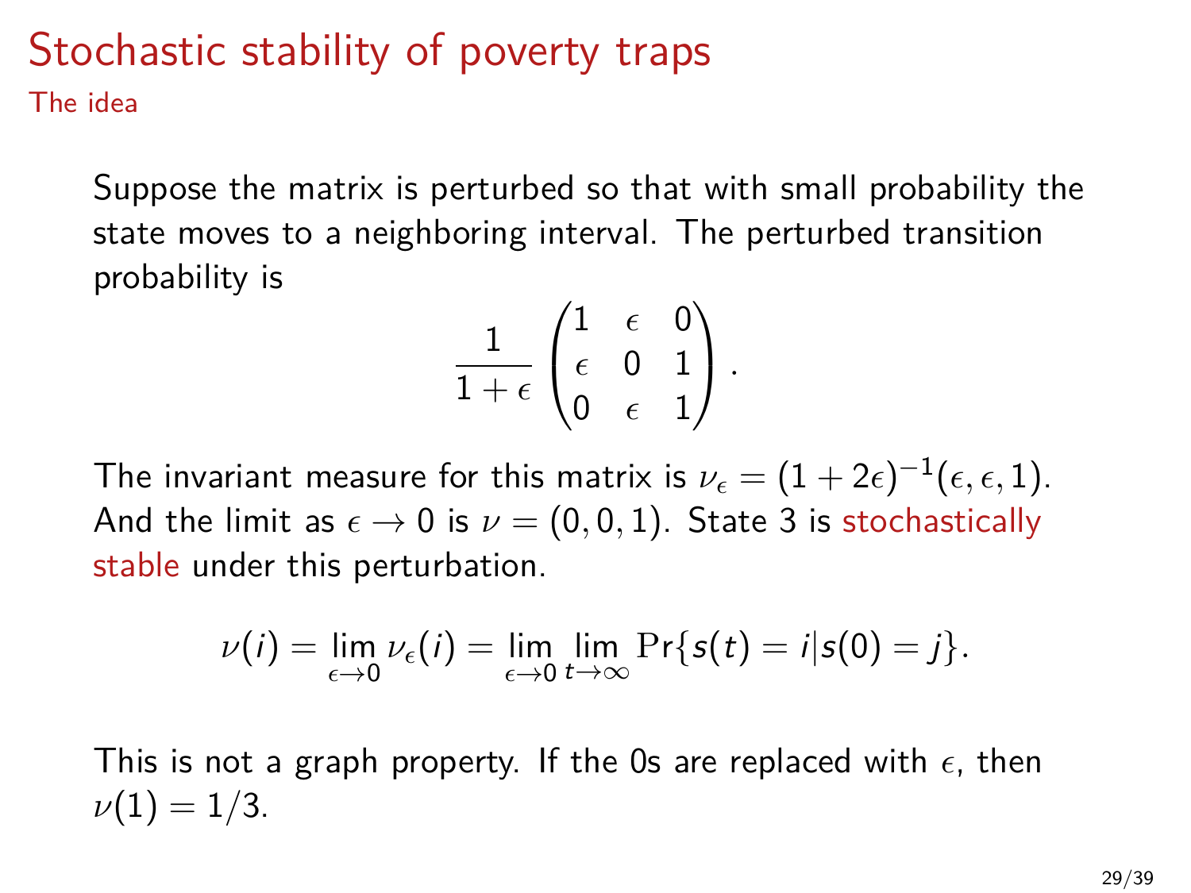# Stochastic stability of poverty traps

## The idea

Suppose the matrix is perturbed so that with small probability the state moves to a neighboring interval. The perturbed transition probability is

$$\frac{1}{1+\epsilon}\begin{pmatrix} 1 & \epsilon & 0 \\ \epsilon & 0 & 1 \\ 0 & \epsilon & 1 \end{pmatrix}.$$

The invariant measure for this matrix is $\nu_\epsilon = (1+2\epsilon)^{-1}(\epsilon, \epsilon, 1)$. And the limit as $\epsilon \to 0$ is $\nu = (0, 0, 1)$. State 3 is stochastically stable under this perturbation.

$$\nu(i) = \lim_{\epsilon \to 0} \nu_\epsilon(i) = \lim_{\epsilon \to 0} \lim_{t \to \infty} \Pr\{s(t) = i | s(0) = j\}.$$

This is not a graph property. If the 0s are replaced with $\epsilon$, then $\nu(1) = 1/3$.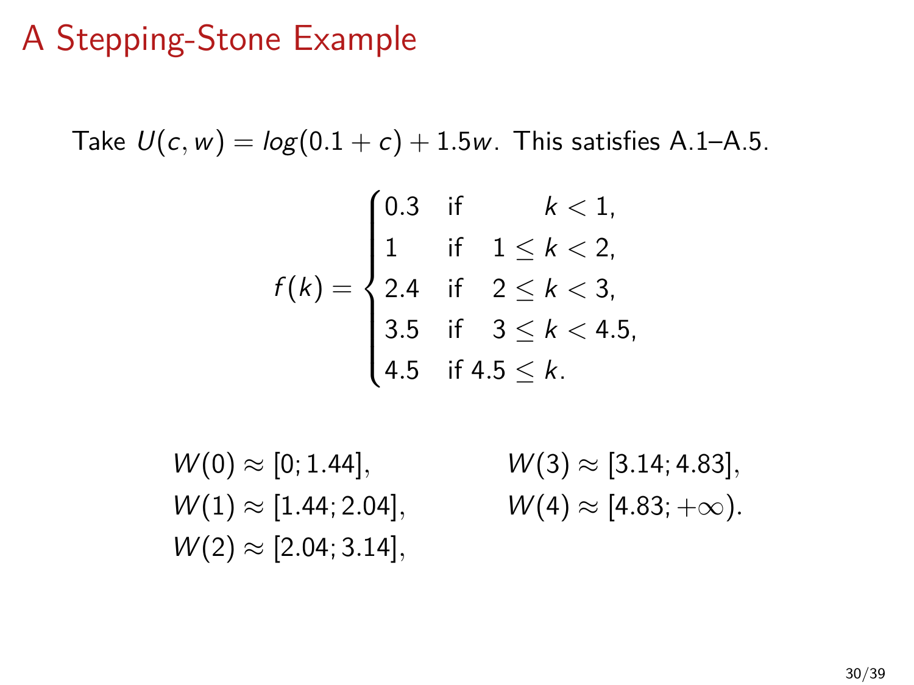# A Stepping-Stone Example

Take $U(c, w) = log(0.1 + c) + 1.5w$. This satisfies A.1–A.5.

$$f(k) = \begin{cases} 0.3 & \text{if} \quad k < 1, \\ 1 & \text{if} \quad 1 \le k < 2, \\ 2.4 & \text{if} \quad 2 \le k < 3, \\ 3.5 & \text{if} \quad 3 \le k < 4.5, \\ 4.5 & \text{if} \; 4.5 \le k. \end{cases}$$

$$W(0) \approx [0; 1.44], \qquad W(3) \approx [3.14; 4.83],$$

$$W(1) \approx [1.44; 2.04], \qquad W(4) \approx [4.83; +\infty).$$

$$W(2) \approx [2.04; 3.14],$$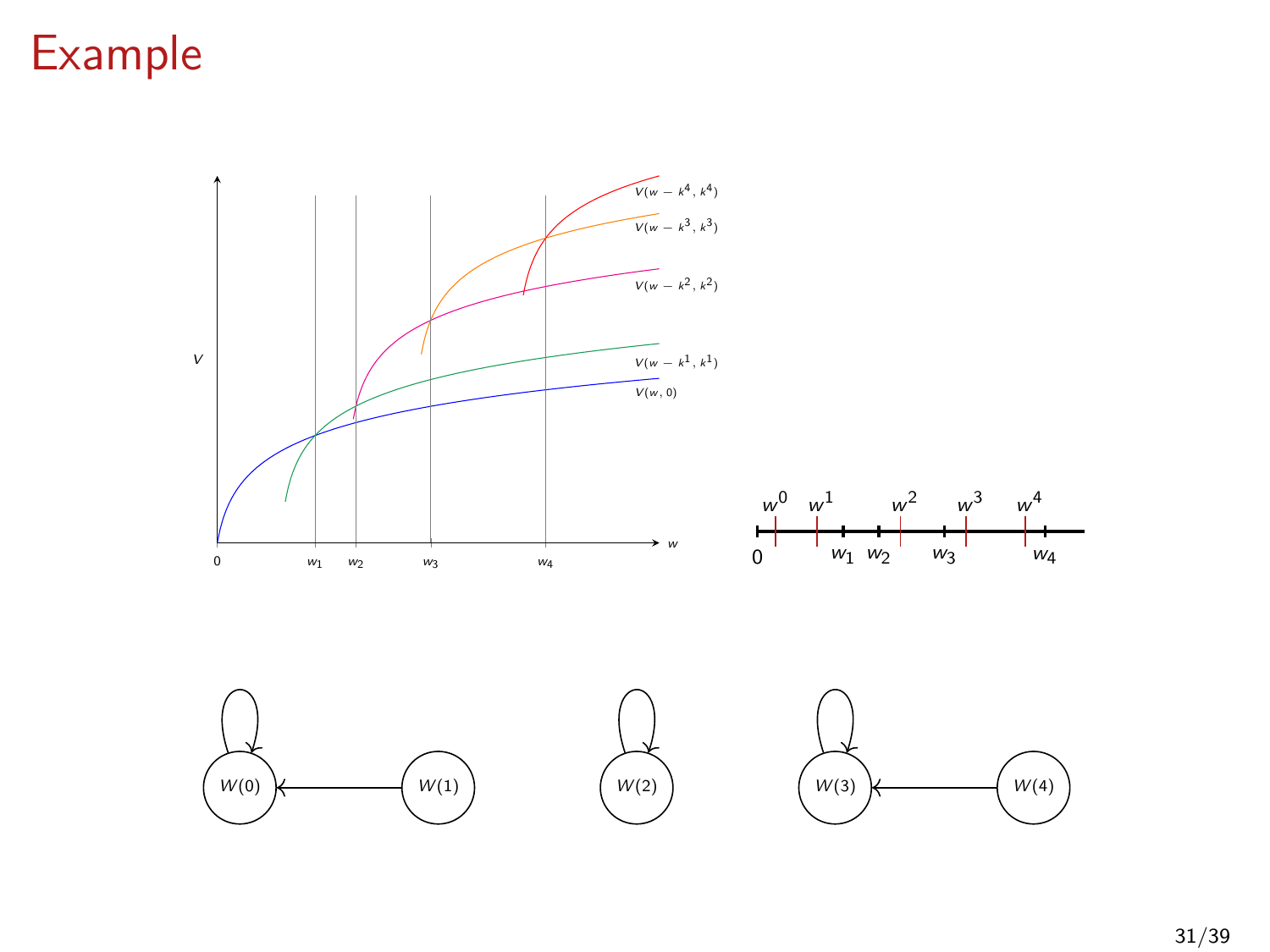# Example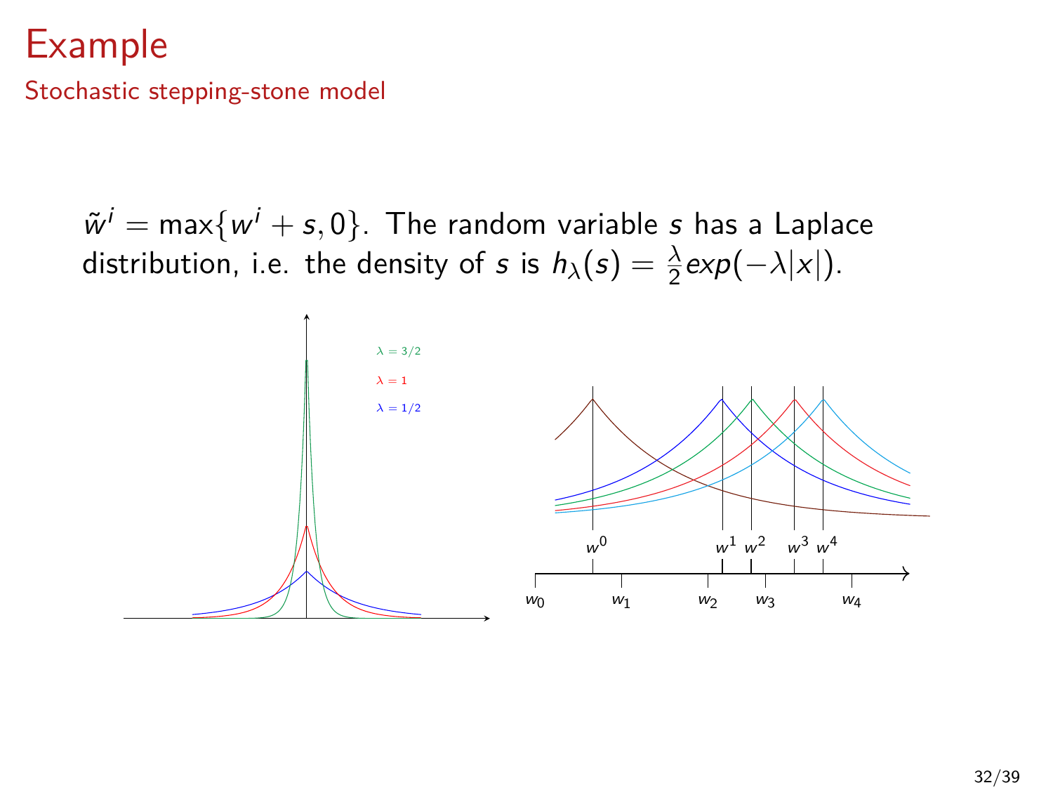# Example

## Stochastic stepping-stone model

$\tilde{w}^i = \max\{w^i + s, 0\}$. The random variable $s$ has a Laplace distribution, i.e. the density of $s$ is $h_\lambda(s) = \frac{\lambda}{2} exp(-\lambda|x|)$.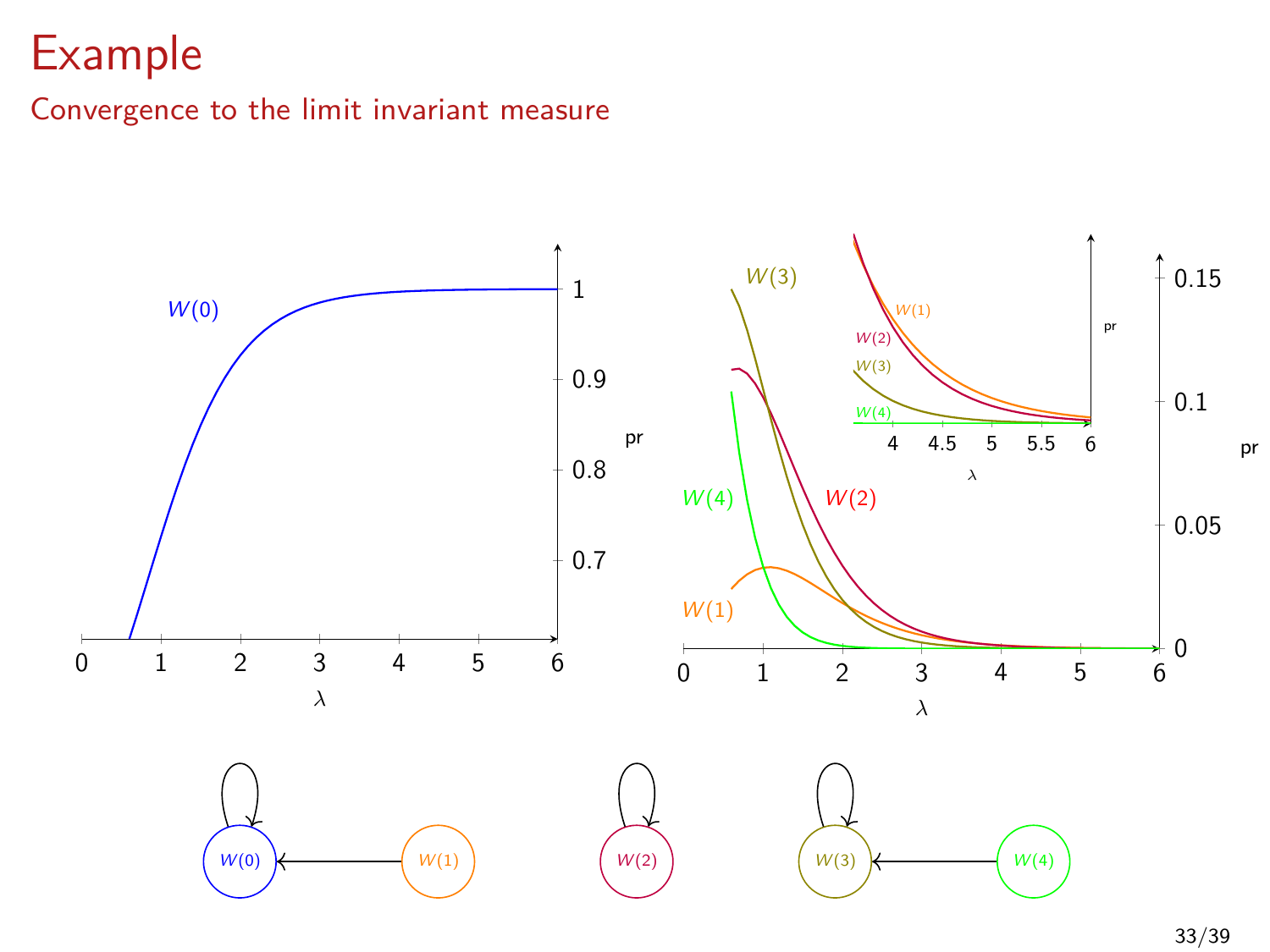# Example

## Convergence to the limit invariant measure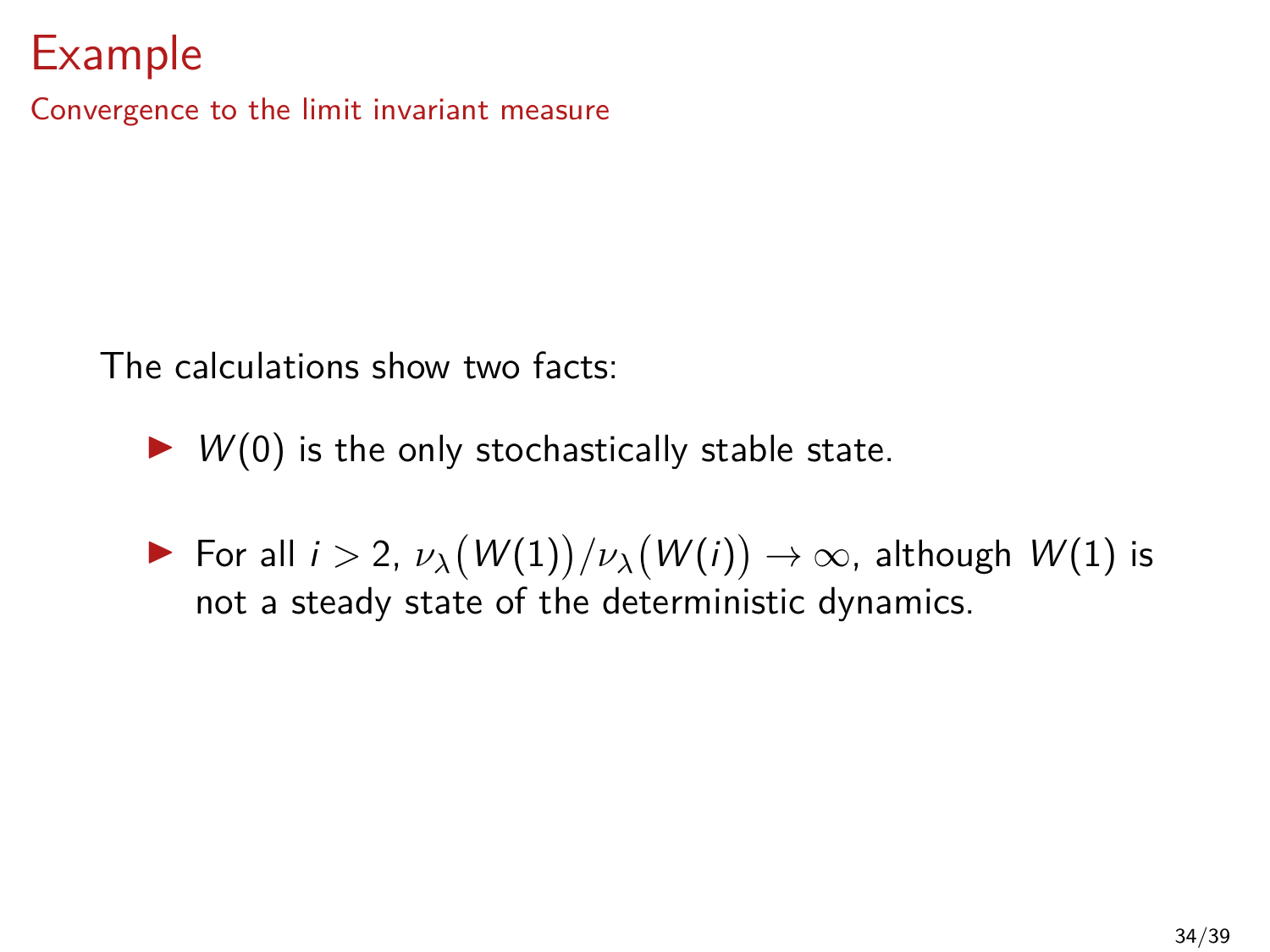# Example

## Convergence to the limit invariant measure

The calculations show two facts:

- $W(0)$ is the only stochastically stable state.
- For all $i > 2$, $\nu_\lambda\big(W(1)\big)/\nu_\lambda\big(W(i)\big) \to \infty$, although $W(1)$ is not a steady state of the deterministic dynamics.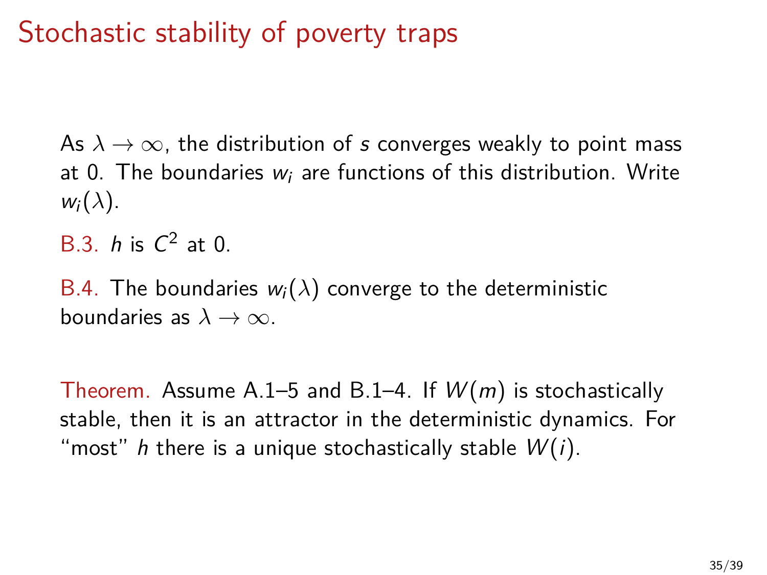# Stochastic stability of poverty traps

As $\lambda \to \infty$, the distribution of $s$ converges weakly to point mass at 0. The boundaries $w_i$ are functions of this distribution. Write $w_i(\lambda)$.

B.3. $h$ is $C^2$ at 0.

B.4. The boundaries $w_i(\lambda)$ converge to the deterministic boundaries as $\lambda \to \infty$.

Theorem. Assume A.1–5 and B.1–4. If $W(m)$ is stochastically stable, then it is an attractor in the deterministic dynamics. For "most" $h$ there is a unique stochastically stable $W(i)$.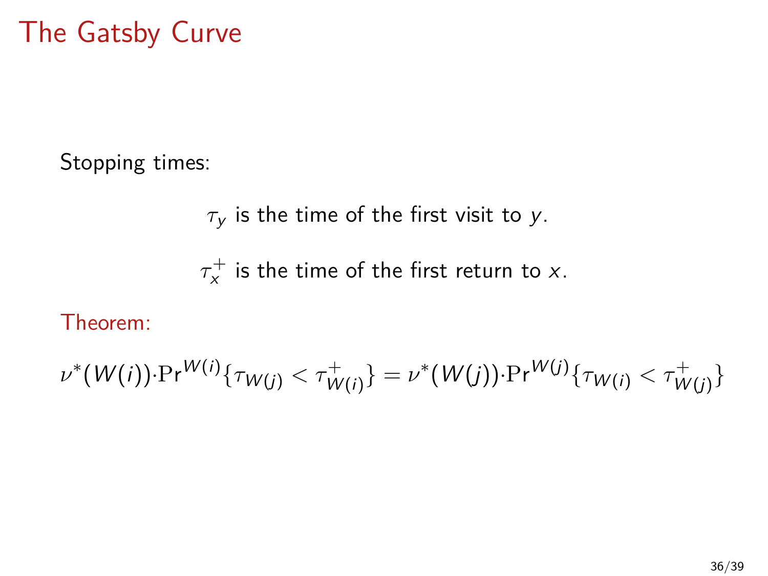# The Gatsby Curve

Stopping times:

$\tau_y$ is the time of the first visit to $y$.

$\tau_x^+$ is the time of the first return to $x$.

Theorem:

$$\nu^*(W(i)) \cdot \Pr^{W(i)}\{\tau_{W(j)} < \tau_{W(i)}^+\} = \nu^*(W(j)) \cdot \Pr^{W(j)}\{\tau_{W(i)} < \tau_{W(j)}^+\}$$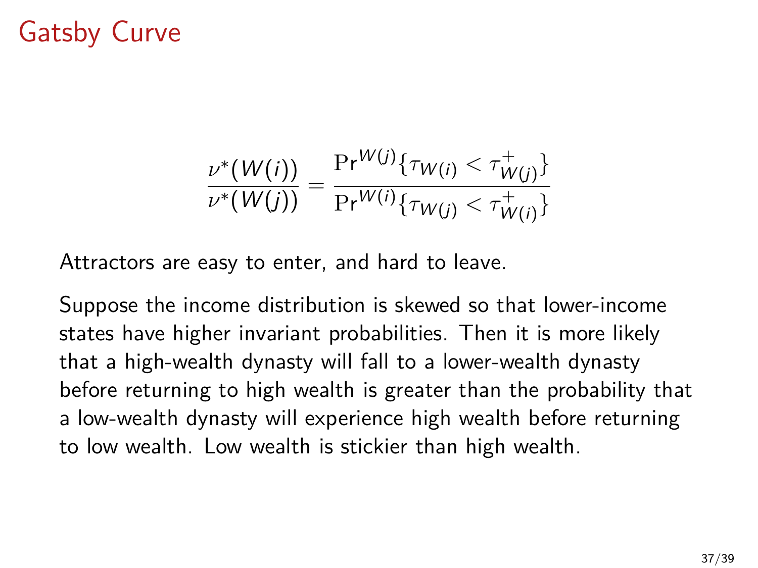# Gatsby Curve

$$\frac{\nu^*(W(i))}{\nu^*(W(j))} = \frac{\Pr^{W(j)}\{\tau_{W(i)} < \tau^+_{W(j)}\}}{\Pr^{W(i)}\{\tau_{W(j)} < \tau^+_{W(i)}\}}$$

Attractors are easy to enter, and hard to leave.

Suppose the income distribution is skewed so that lower-income states have higher invariant probabilities. Then it is more likely that a high-wealth dynasty will fall to a lower-wealth dynasty before returning to high wealth is greater than the probability that a low-wealth dynasty will experience high wealth before returning to low wealth. Low wealth is stickier than high wealth.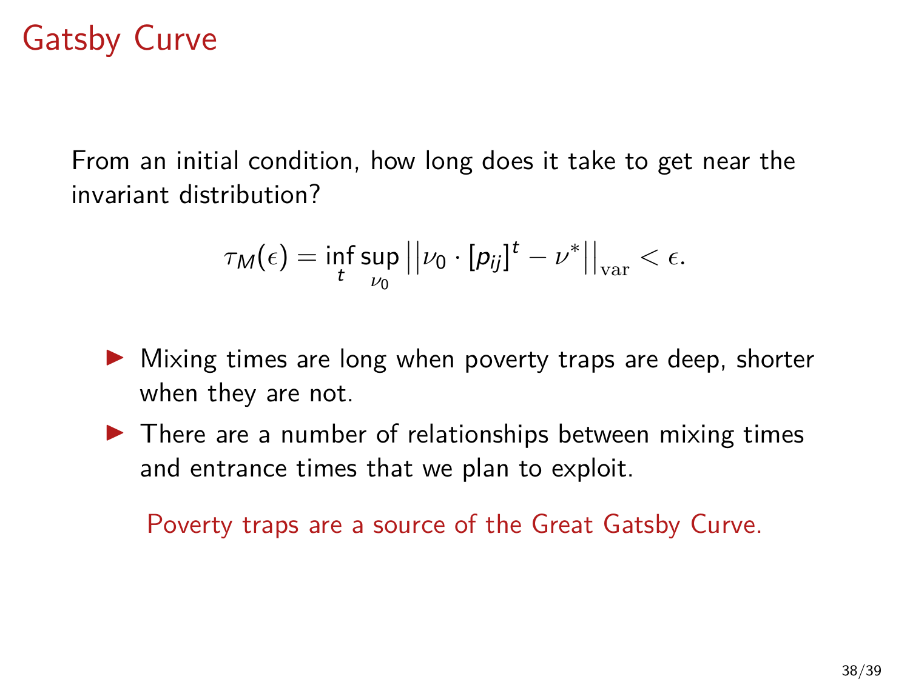# Gatsby Curve

From an initial condition, how long does it take to get near the invariant distribution?

$$\tau_M(\epsilon) = \inf_t \sup_{\nu_0} \left|\left|\nu_0 \cdot [p_{ij}]^t - \nu^*\right|\right|_{\mathrm{var}} < \epsilon.$$

- Mixing times are long when poverty traps are deep, shorter when they are not.
- There are a number of relationships between mixing times and entrance times that we plan to exploit.

Poverty traps are a source of the Great Gatsby Curve.